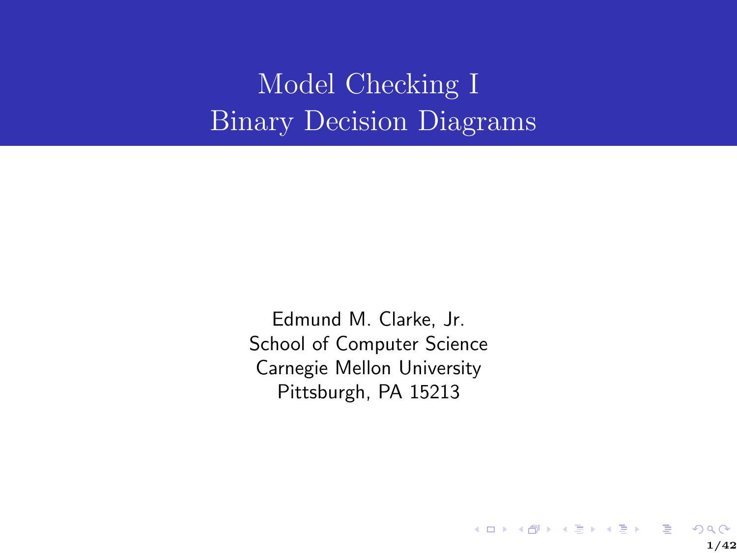# Model Checking I
# Binary Decision Diagrams

Edmund M. Clarke, Jr.
School of Computer Science
Carnegie Mellon University
Pittsburgh, PA 15213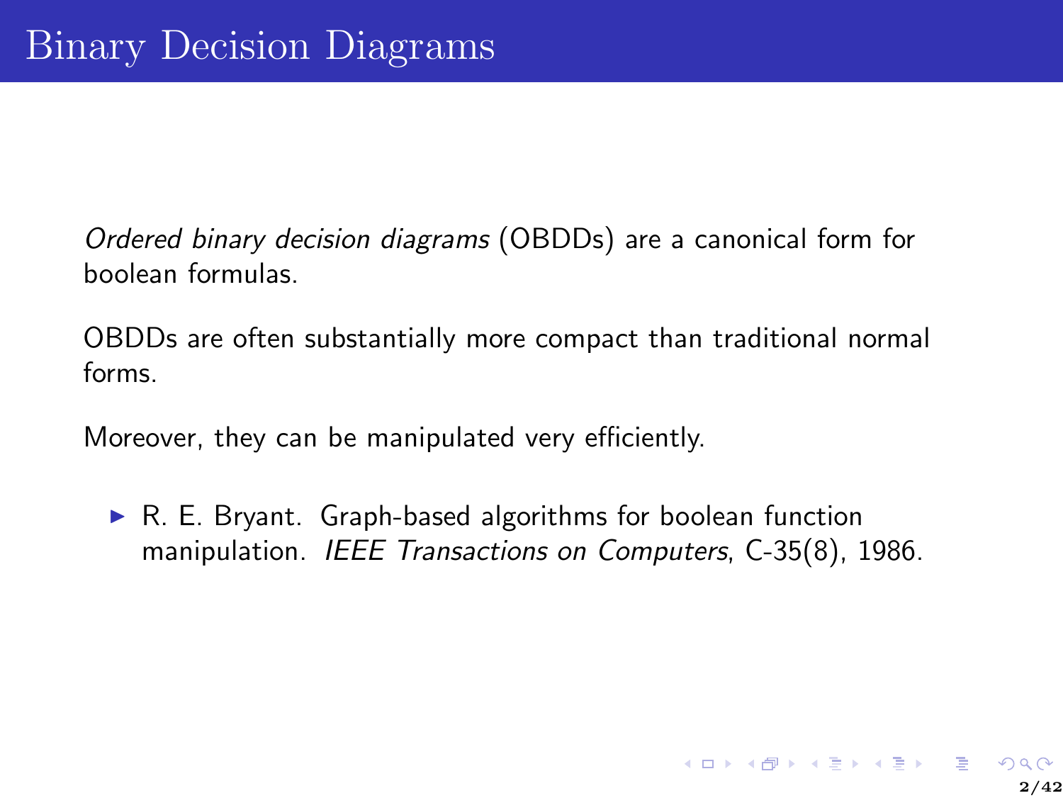# Binary Decision Diagrams

*Ordered binary decision diagrams* (OBDDs) are a canonical form for boolean formulas.

OBDDs are often substantially more compact than traditional normal forms.

Moreover, they can be manipulated very efficiently.

- R. E. Bryant. Graph-based algorithms for boolean function manipulation. *IEEE Transactions on Computers*, C-35(8), 1986.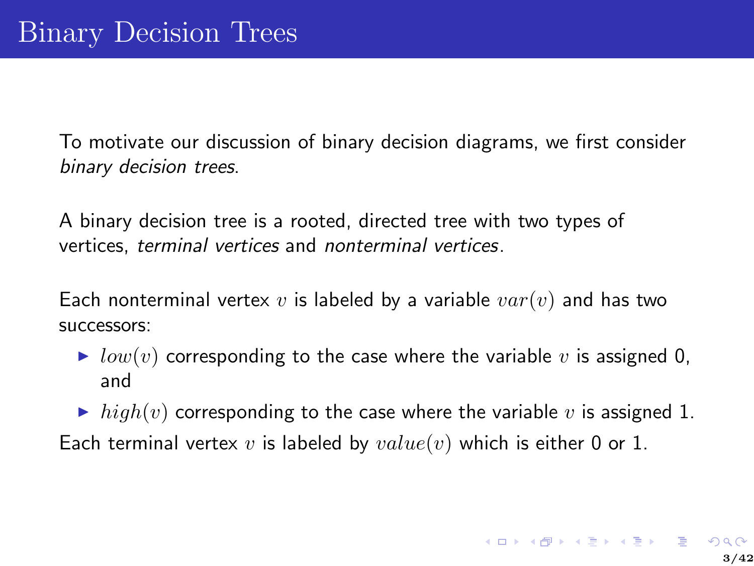# Binary Decision Trees

To motivate our discussion of binary decision diagrams, we first consider *binary decision trees*.

A binary decision tree is a rooted, directed tree with two types of vertices, *terminal vertices* and *nonterminal vertices*.

Each nonterminal vertex $v$ is labeled by a variable $var(v)$ and has two successors:

- $low(v)$ corresponding to the case where the variable $v$ is assigned 0, and
- $high(v)$ corresponding to the case where the variable $v$ is assigned 1.

Each terminal vertex $v$ is labeled by $value(v)$ which is either 0 or 1.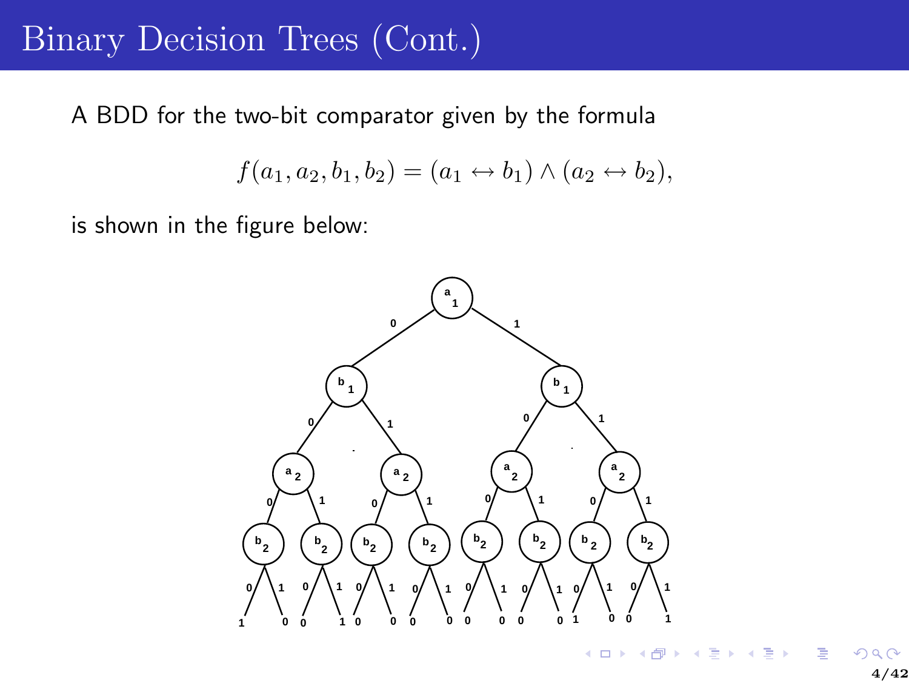# Binary Decision Trees (Cont.)

A BDD for the two-bit comparator given by the formula

$$f(a_1, a_2, b_1, b_2) = (a_1 \leftrightarrow b_1) \wedge (a_2 \leftrightarrow b_2),$$

is shown in the figure below: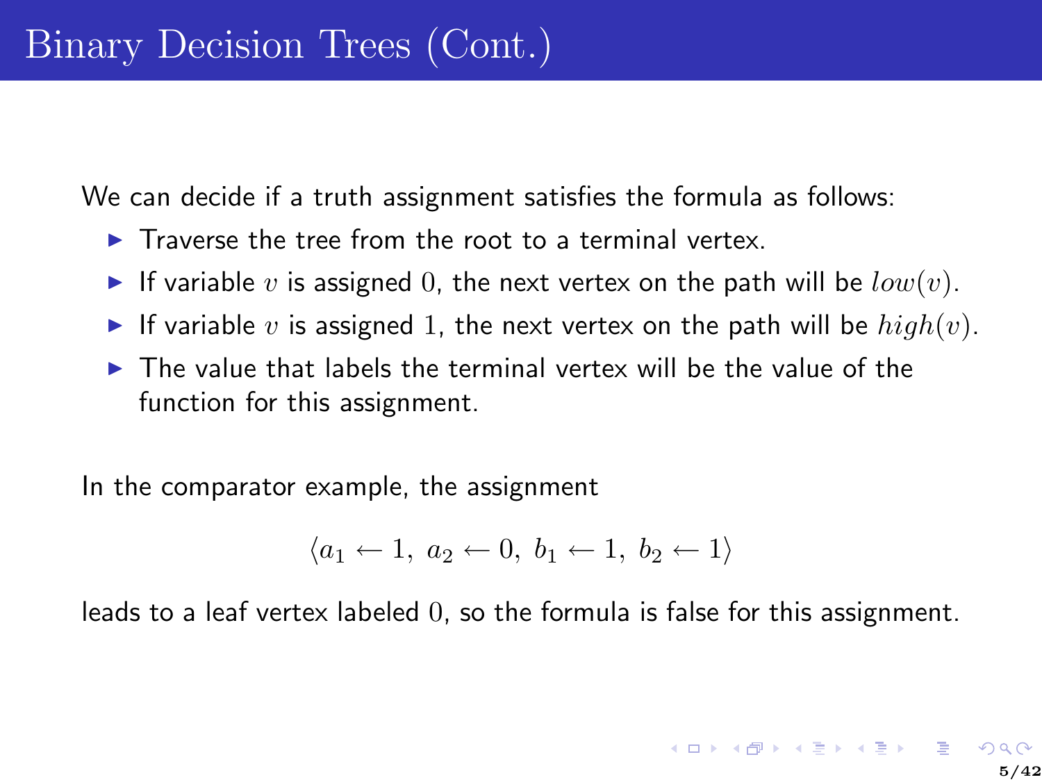# Binary Decision Trees (Cont.)

We can decide if a truth assignment satisfies the formula as follows:

- Traverse the tree from the root to a terminal vertex.
- If variable $v$ is assigned $0$, the next vertex on the path will be $low(v)$.
- If variable $v$ is assigned $1$, the next vertex on the path will be $high(v)$.
- The value that labels the terminal vertex will be the value of the function for this assignment.

In the comparator example, the assignment

$$\langle a_1 \leftarrow 1,\ a_2 \leftarrow 0,\ b_1 \leftarrow 1,\ b_2 \leftarrow 1 \rangle$$

leads to a leaf vertex labeled $0$, so the formula is false for this assignment.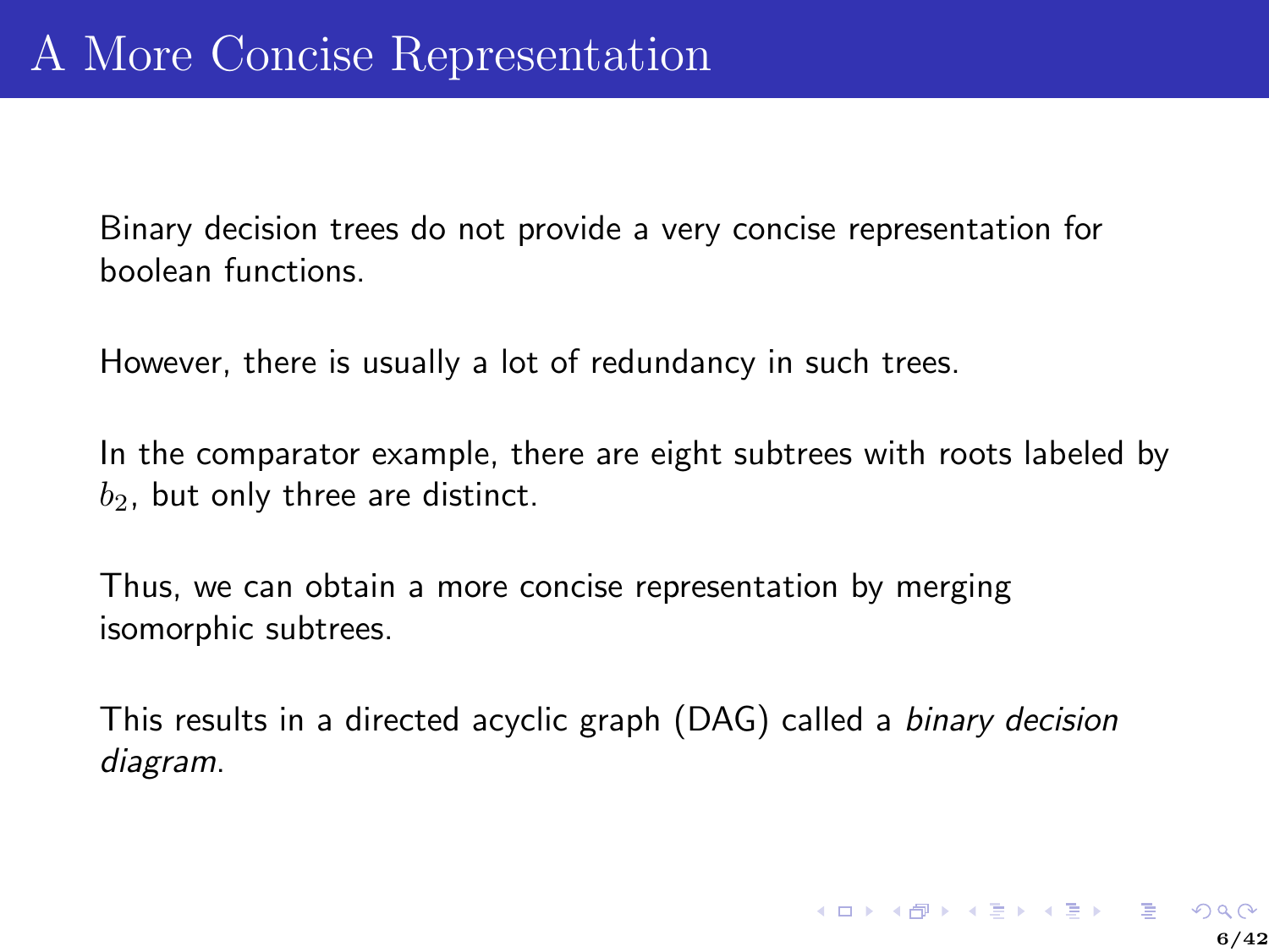# A More Concise Representation

Binary decision trees do not provide a very concise representation for boolean functions.

However, there is usually a lot of redundancy in such trees.

In the comparator example, there are eight subtrees with roots labeled by $b_2$, but only three are distinct.

Thus, we can obtain a more concise representation by merging isomorphic subtrees.

This results in a directed acyclic graph (DAG) called a *binary decision diagram*.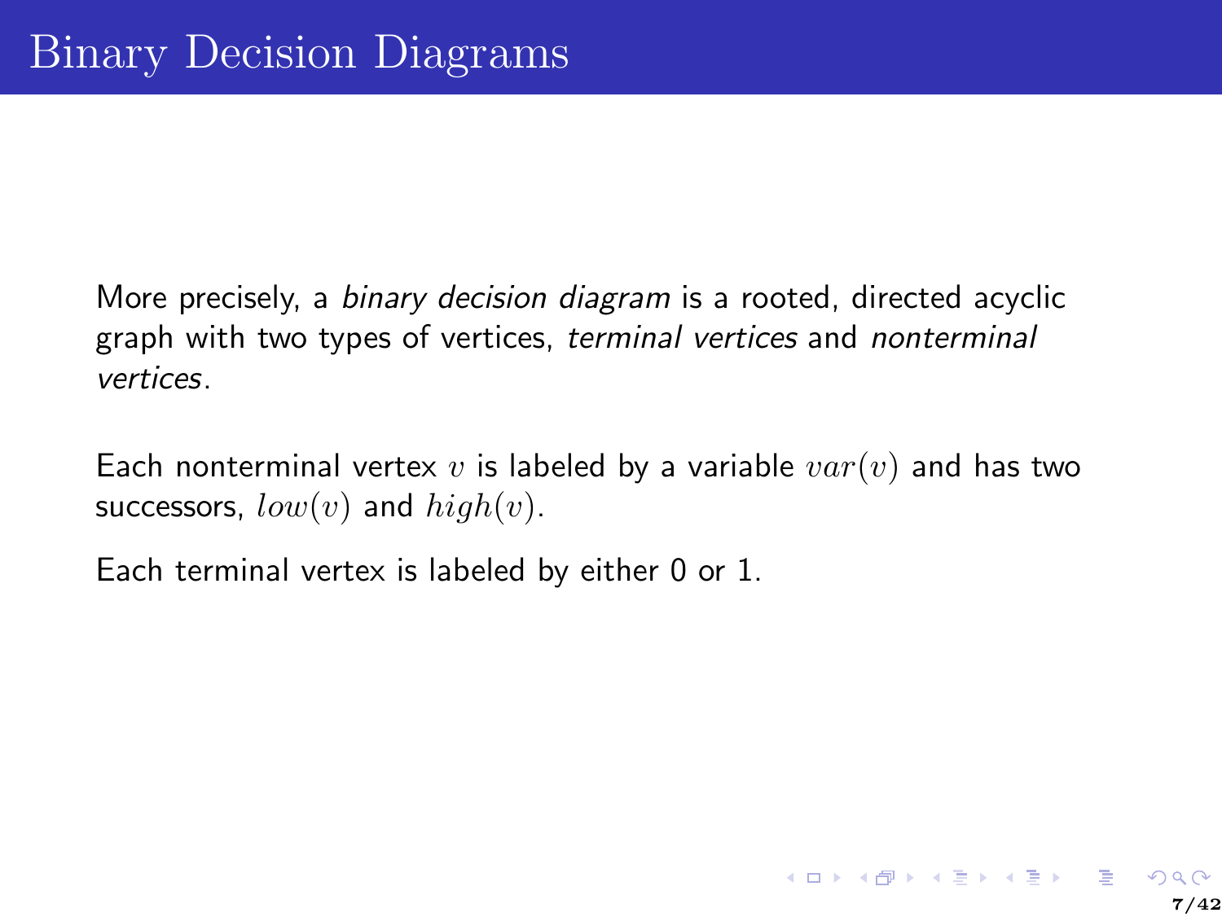# Binary Decision Diagrams

More precisely, a *binary decision diagram* is a rooted, directed acyclic graph with two types of vertices, *terminal vertices* and *nonterminal vertices*.

Each nonterminal vertex $v$ is labeled by a variable $var(v)$ and has two successors, $low(v)$ and $high(v)$.

Each terminal vertex is labeled by either 0 or 1.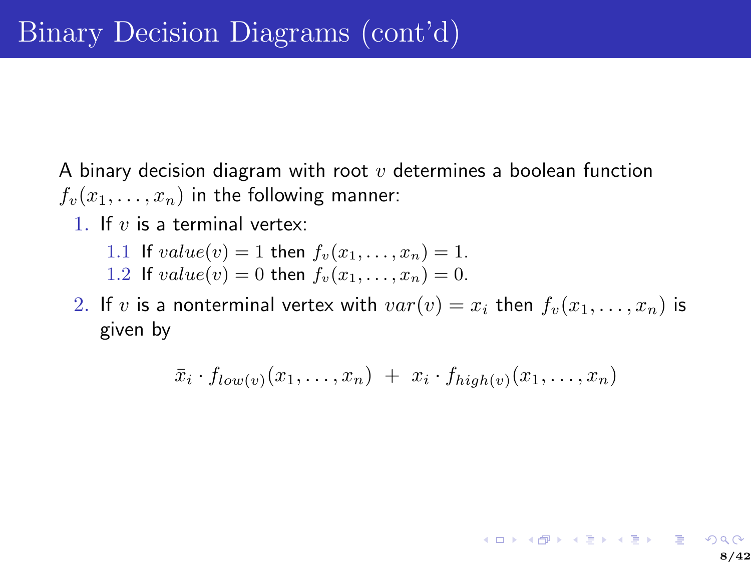# Binary Decision Diagrams (cont'd)

A binary decision diagram with root $v$ determines a boolean function $f_v(x_1, \ldots, x_n)$ in the following manner:

1. If $v$ is a terminal vertex:
   1.1 If $value(v) = 1$ then $f_v(x_1, \ldots, x_n) = 1$.
   1.2 If $value(v) = 0$ then $f_v(x_1, \ldots, x_n) = 0$.
2. If $v$ is a nonterminal vertex with $var(v) = x_i$ then $f_v(x_1, \ldots, x_n)$ is given by

$$\bar{x}_i \cdot f_{low(v)}(x_1, \ldots, x_n) \; + \; x_i \cdot f_{high(v)}(x_1, \ldots, x_n)$$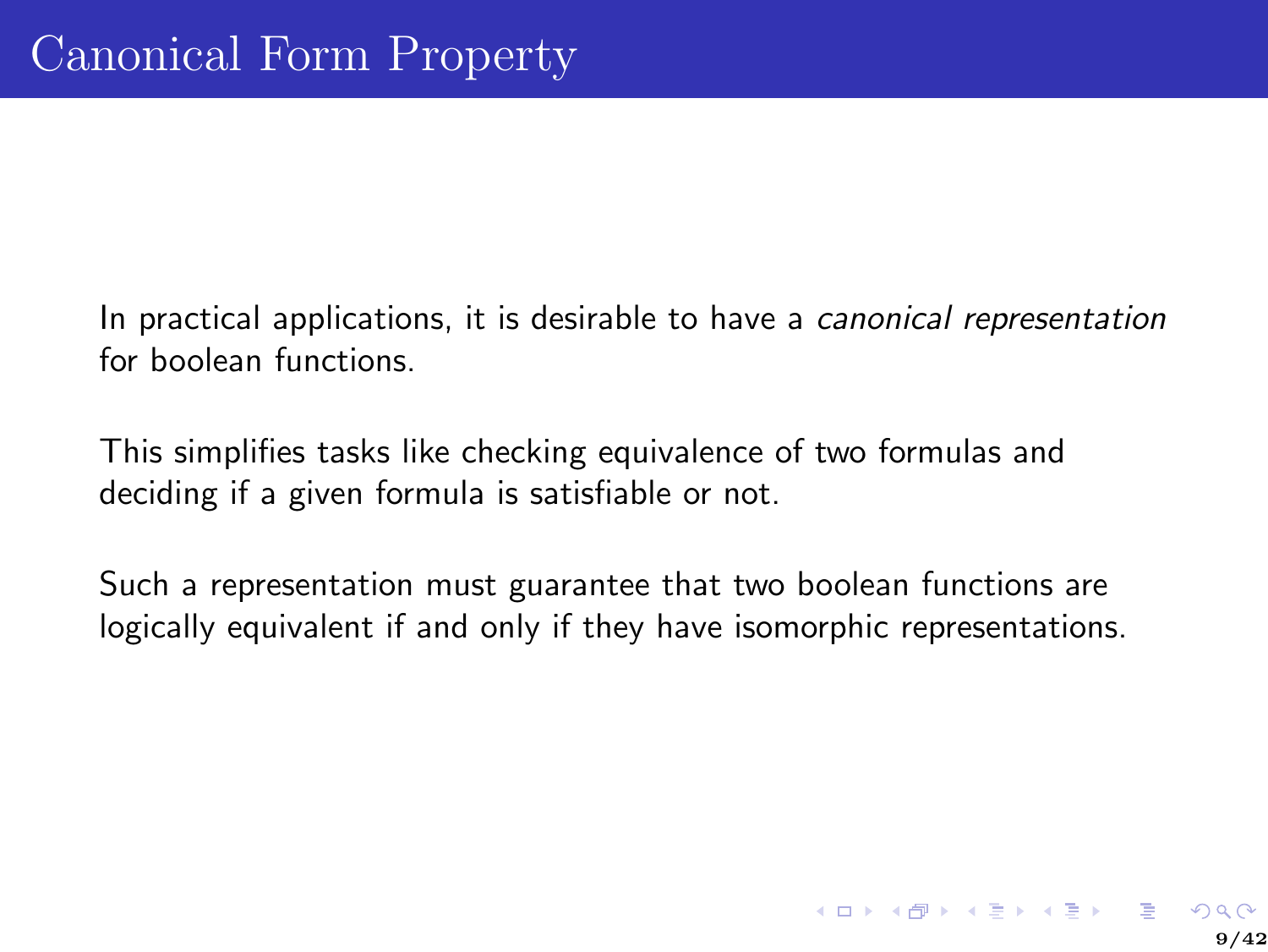# Canonical Form Property

In practical applications, it is desirable to have a *canonical representation* for boolean functions.

This simplifies tasks like checking equivalence of two formulas and deciding if a given formula is satisfiable or not.

Such a representation must guarantee that two boolean functions are logically equivalent if and only if they have isomorphic representations.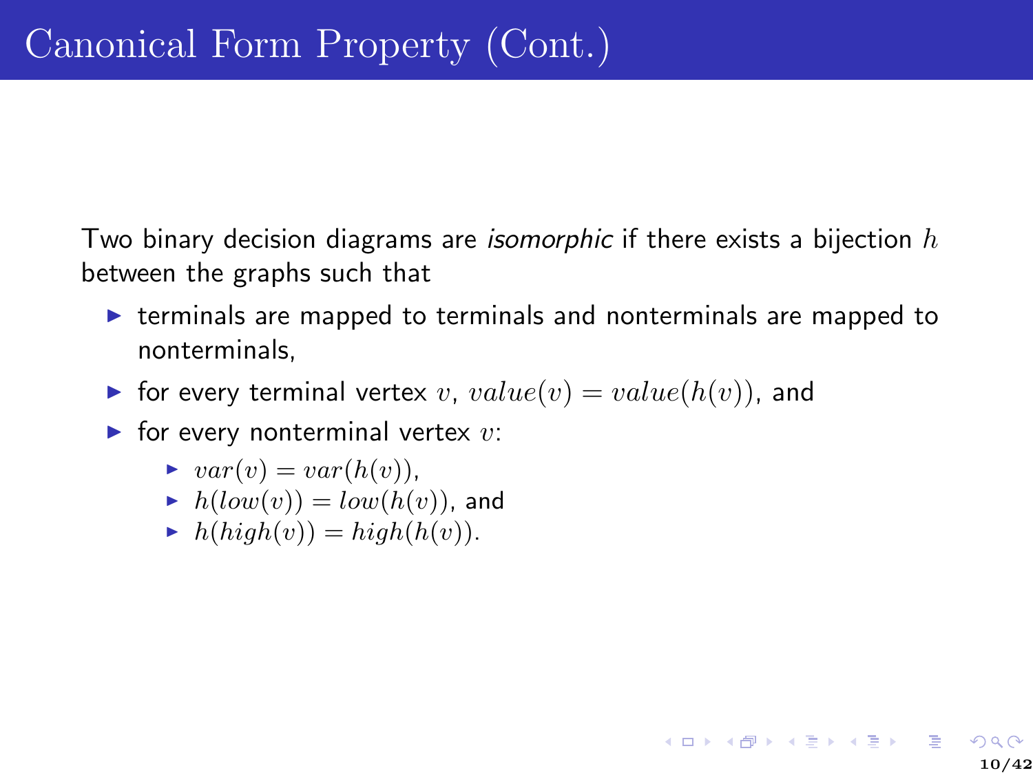# Canonical Form Property (Cont.)

Two binary decision diagrams are *isomorphic* if there exists a bijection $h$ between the graphs such that

- terminals are mapped to terminals and nonterminals are mapped to nonterminals,
- for every terminal vertex $v$, $value(v) = value(h(v))$, and
- for every nonterminal vertex $v$:
  - $var(v) = var(h(v))$,
  - $h(low(v)) = low(h(v))$, and
  - $h(high(v)) = high(h(v))$.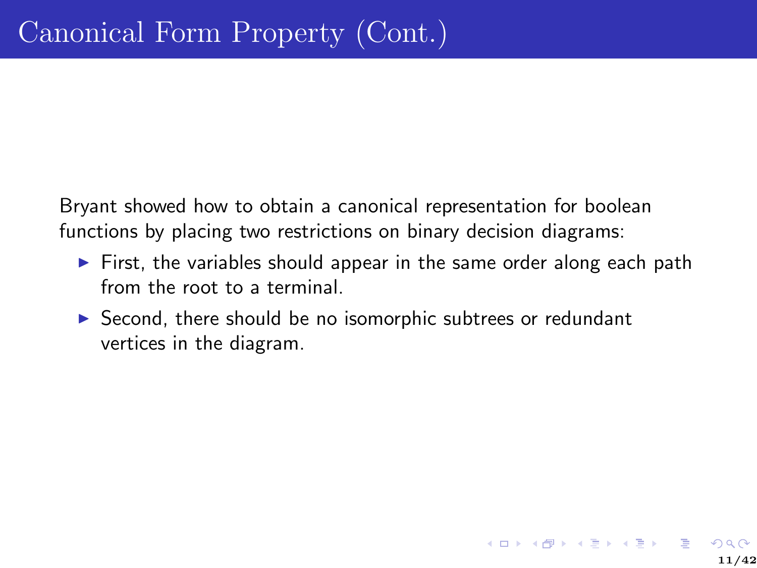# Canonical Form Property (Cont.)

Bryant showed how to obtain a canonical representation for boolean functions by placing two restrictions on binary decision diagrams:

- First, the variables should appear in the same order along each path from the root to a terminal.
- Second, there should be no isomorphic subtrees or redundant vertices in the diagram.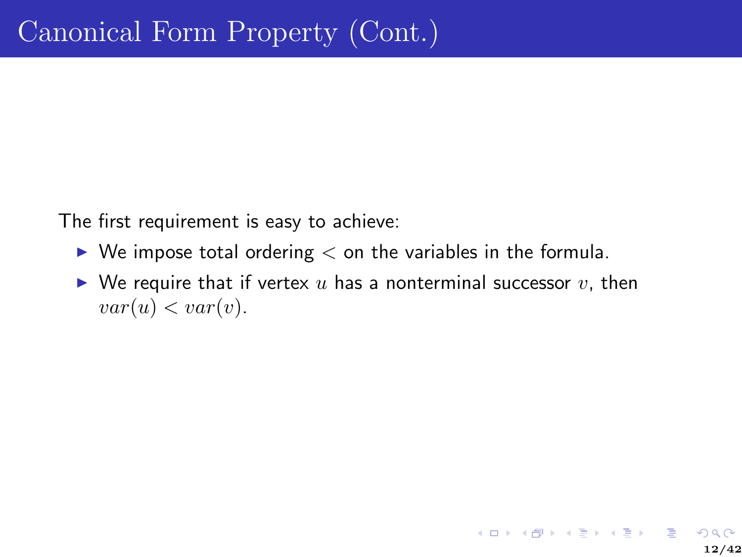# Canonical Form Property (Cont.)

The first requirement is easy to achieve:

- We impose total ordering $<$ on the variables in the formula.
- We require that if vertex $u$ has a nonterminal successor $v$, then $var(u) < var(v)$.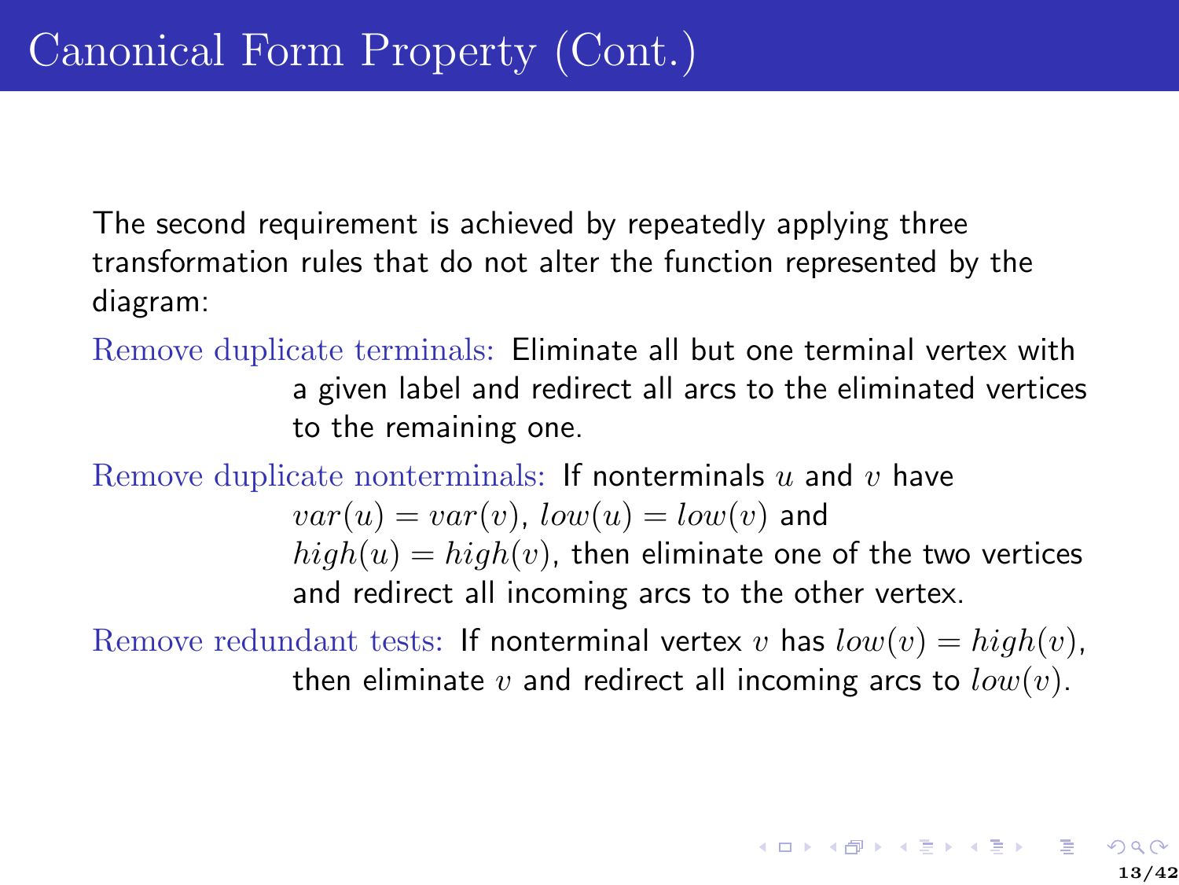# Canonical Form Property (Cont.)

The second requirement is achieved by repeatedly applying three transformation rules that do not alter the function represented by the diagram:

Remove duplicate terminals: Eliminate all but one terminal vertex with a given label and redirect all arcs to the eliminated vertices to the remaining one.

Remove duplicate nonterminals: If nonterminals $u$ and $v$ have $var(u) = var(v)$, $low(u) = low(v)$ and $high(u) = high(v)$, then eliminate one of the two vertices and redirect all incoming arcs to the other vertex.

Remove redundant tests: If nonterminal vertex $v$ has $low(v) = high(v)$, then eliminate $v$ and redirect all incoming arcs to $low(v)$.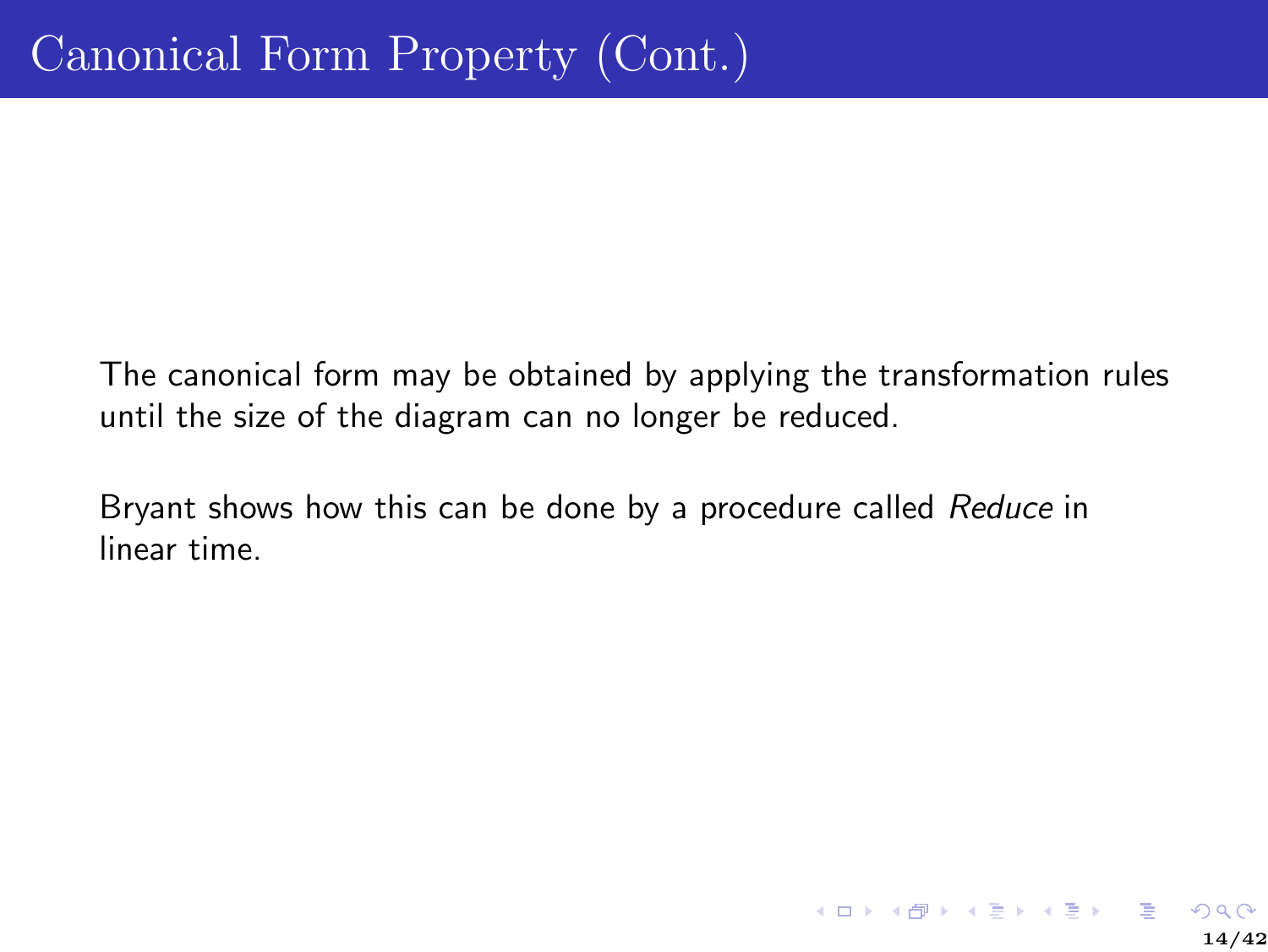# Canonical Form Property (Cont.)

The canonical form may be obtained by applying the transformation rules until the size of the diagram can no longer be reduced.

Bryant shows how this can be done by a procedure called *Reduce* in linear time.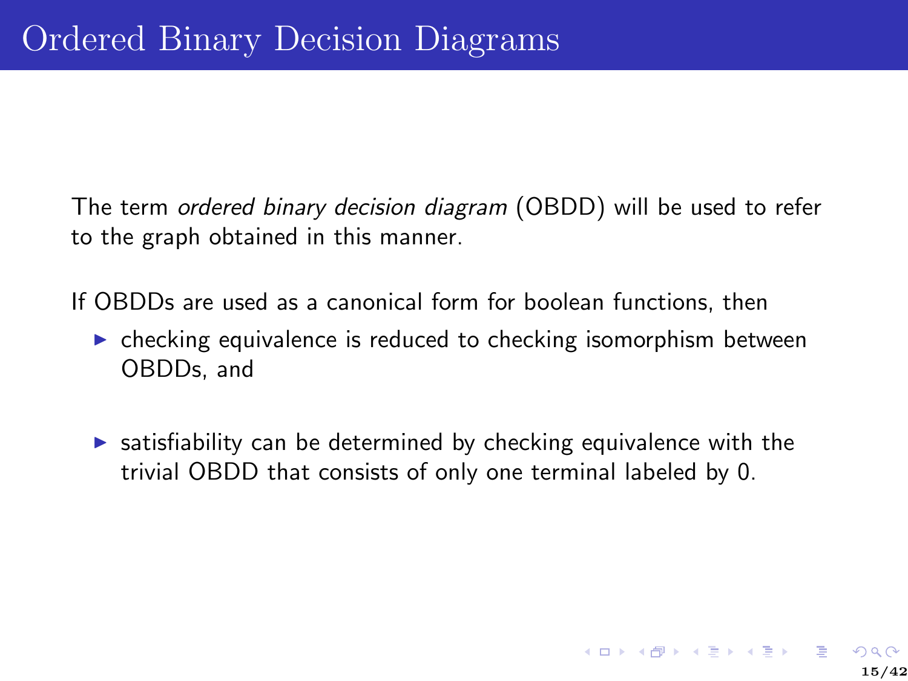# Ordered Binary Decision Diagrams

The term *ordered binary decision diagram* (OBDD) will be used to refer to the graph obtained in this manner.

If OBDDs are used as a canonical form for boolean functions, then

- checking equivalence is reduced to checking isomorphism between OBDDs, and
- satisfiability can be determined by checking equivalence with the trivial OBDD that consists of only one terminal labeled by 0.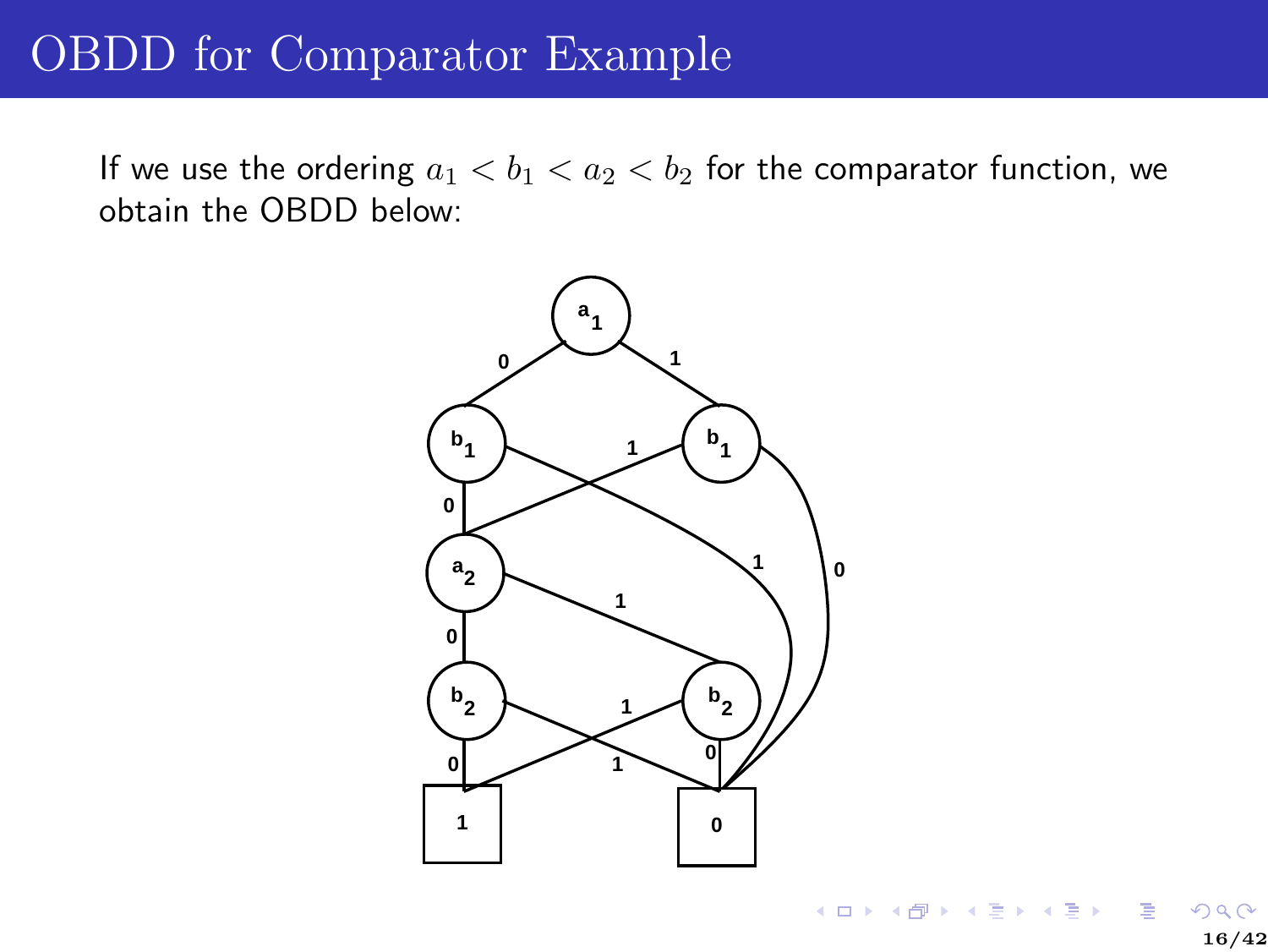# OBDD for Comparator Example

If we use the ordering $a_1 < b_1 < a_2 < b_2$ for the comparator function, we obtain the OBDD below: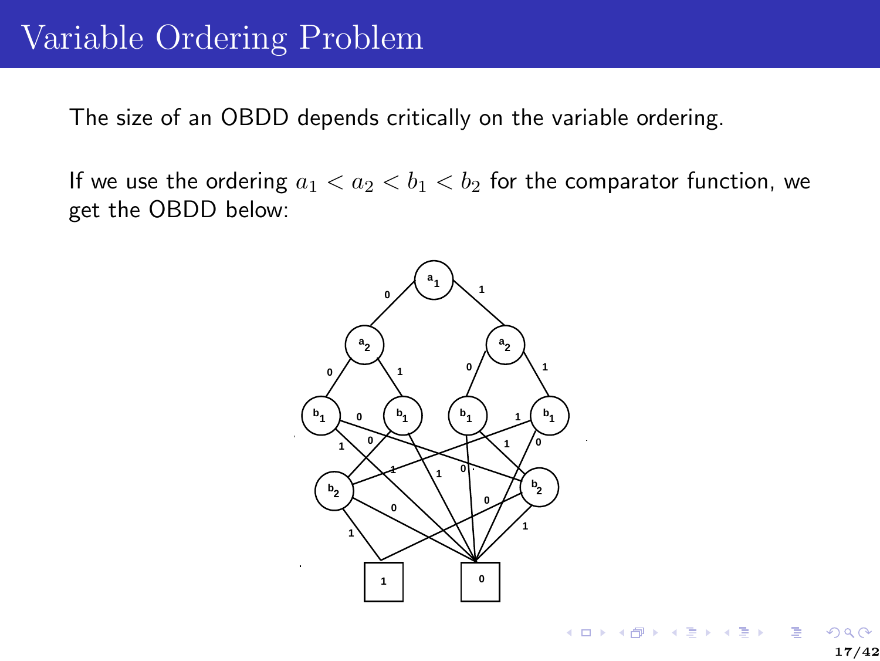# Variable Ordering Problem

The size of an OBDD depends critically on the variable ordering.

If we use the ordering $a_1 < a_2 < b_1 < b_2$ for the comparator function, we get the OBDD below: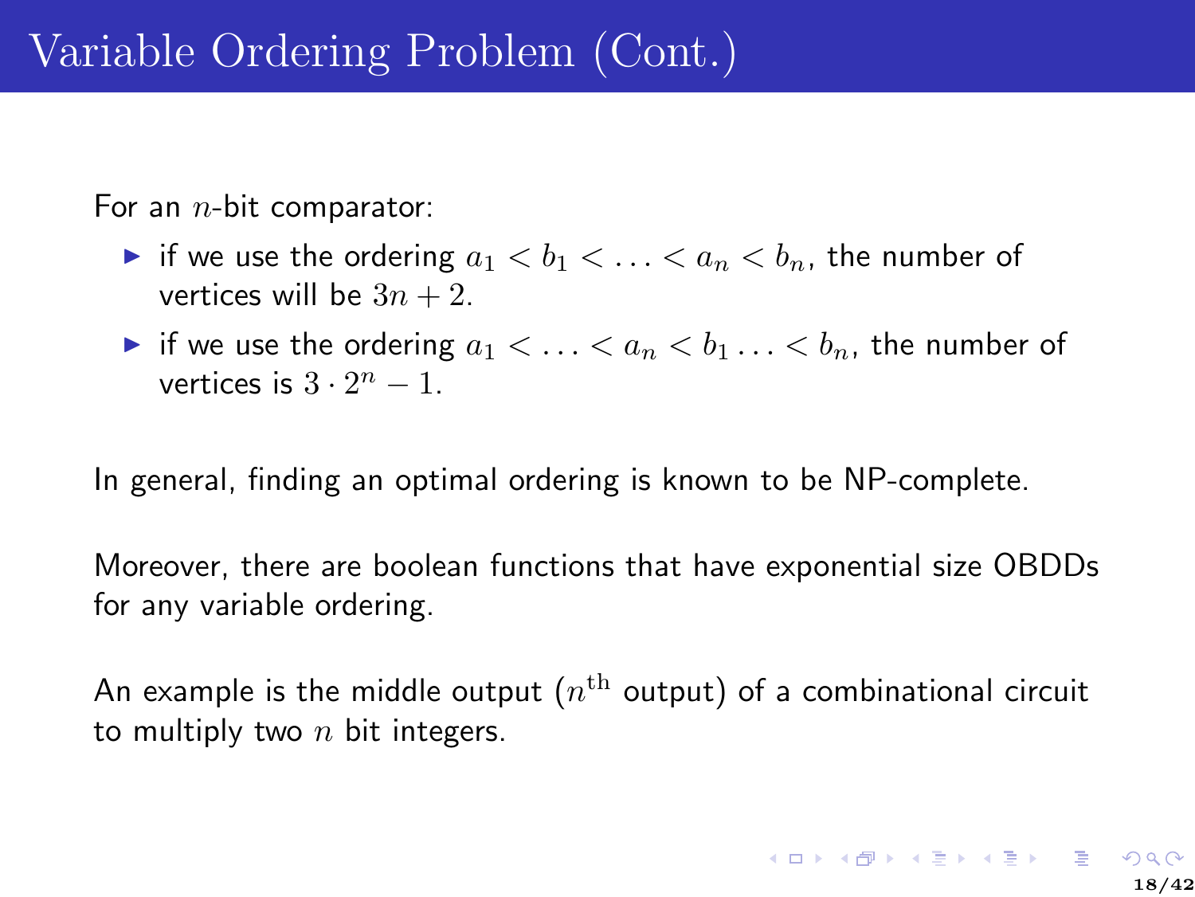# Variable Ordering Problem (Cont.)

For an $n$-bit comparator:

- if we use the ordering $a_1 < b_1 < \ldots < a_n < b_n$, the number of vertices will be $3n + 2$.
- if we use the ordering $a_1 < \ldots < a_n < b_1 \ldots < b_n$, the number of vertices is $3 \cdot 2^n - 1$.

In general, finding an optimal ordering is known to be NP-complete.

Moreover, there are boolean functions that have exponential size OBDDs for any variable ordering.

An example is the middle output ($n^{\text{th}}$ output) of a combinational circuit to multiply two $n$ bit integers.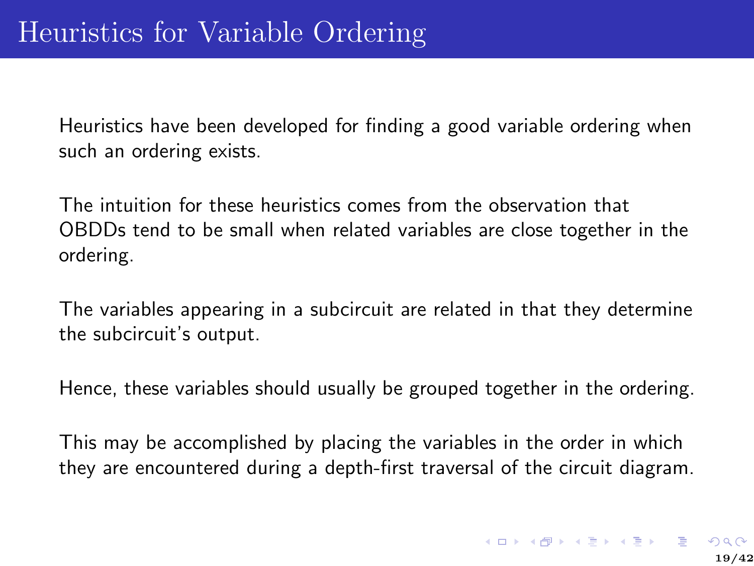# Heuristics for Variable Ordering

Heuristics have been developed for finding a good variable ordering when such an ordering exists.

The intuition for these heuristics comes from the observation that OBDDs tend to be small when related variables are close together in the ordering.

The variables appearing in a subcircuit are related in that they determine the subcircuit's output.

Hence, these variables should usually be grouped together in the ordering.

This may be accomplished by placing the variables in the order in which they are encountered during a depth-first traversal of the circuit diagram.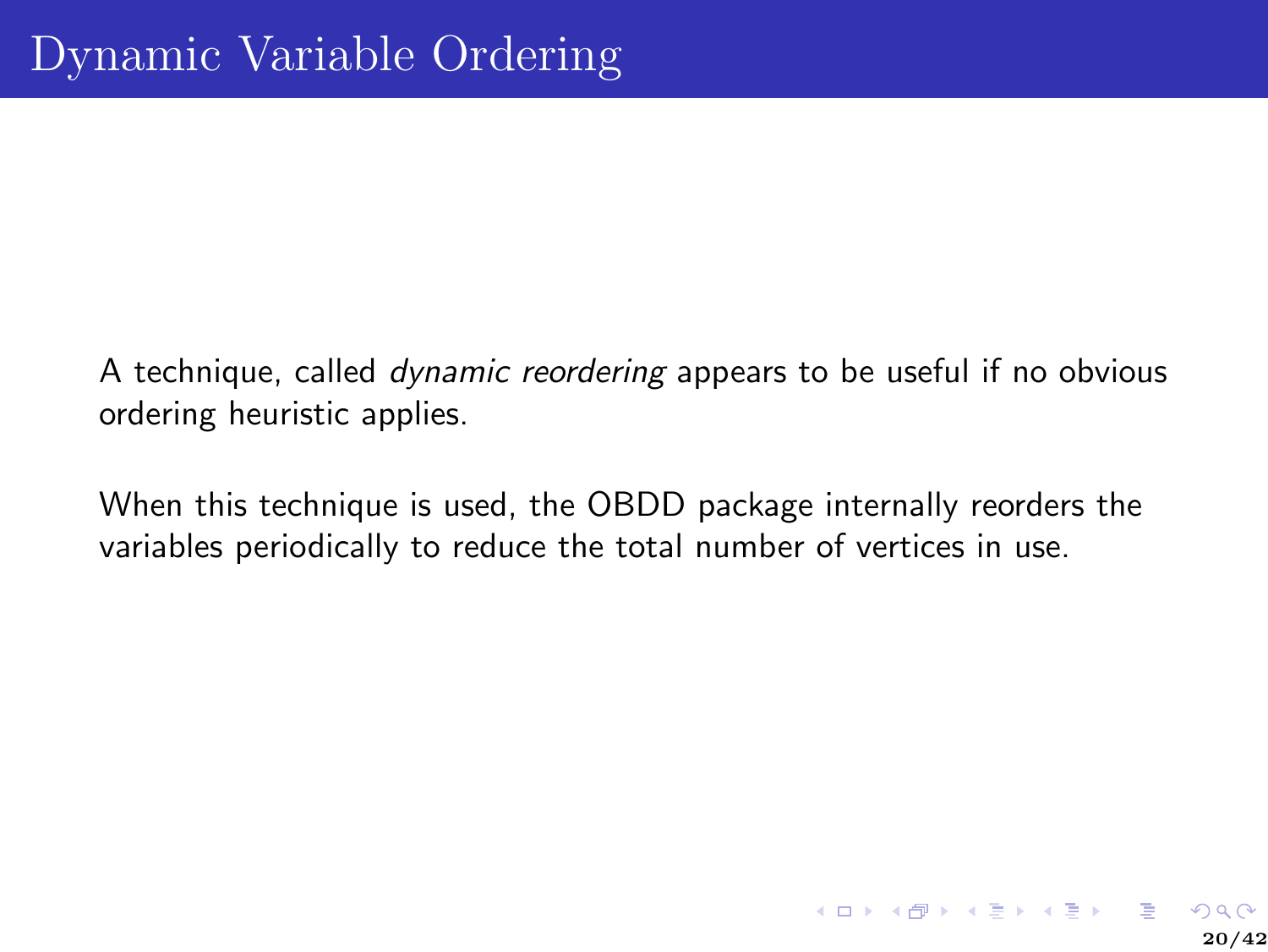# Dynamic Variable Ordering

A technique, called *dynamic reordering* appears to be useful if no obvious ordering heuristic applies.

When this technique is used, the OBDD package internally reorders the variables periodically to reduce the total number of vertices in use.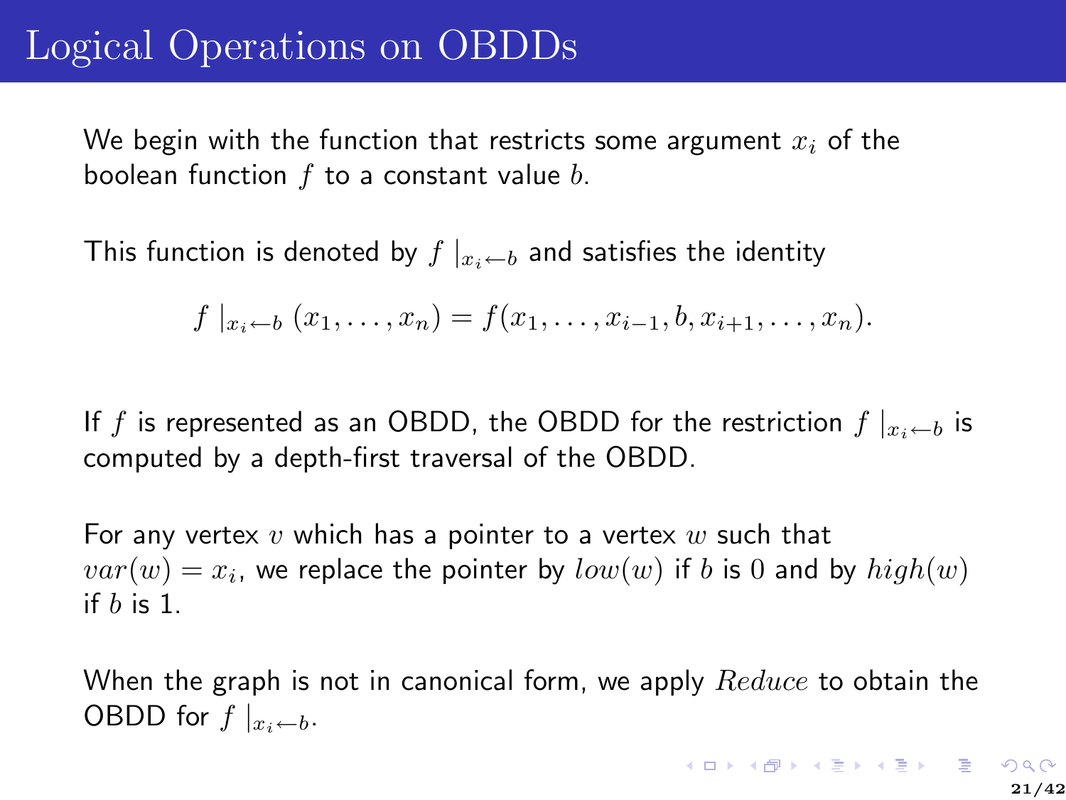# Logical Operations on OBDDs

We begin with the function that restricts some argument $x_i$ of the boolean function $f$ to a constant value $b$.

This function is denoted by $f\mid_{x_i \leftarrow b}$ and satisfies the identity

$$f\mid_{x_i \leftarrow b}(x_1, \ldots, x_n) = f(x_1, \ldots, x_{i-1}, b, x_{i+1}, \ldots, x_n).$$

If $f$ is represented as an OBDD, the OBDD for the restriction $f\mid_{x_i \leftarrow b}$ is computed by a depth-first traversal of the OBDD.

For any vertex $v$ which has a pointer to a vertex $w$ such that $var(w) = x_i$, we replace the pointer by $low(w)$ if $b$ is $0$ and by $high(w)$ if $b$ is 1.

When the graph is not in canonical form, we apply $Reduce$ to obtain the OBDD for $f\mid_{x_i \leftarrow b}$.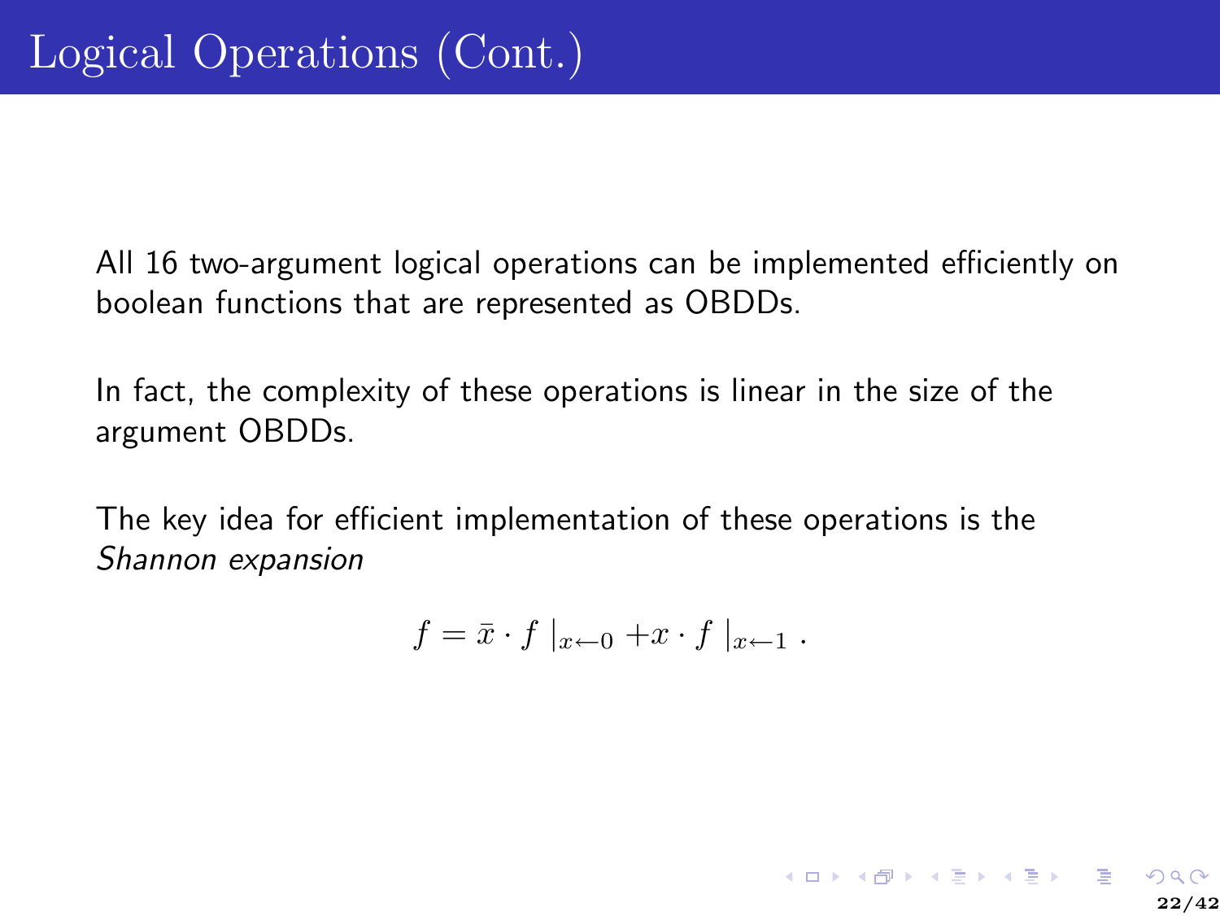# Logical Operations (Cont.)

All 16 two-argument logical operations can be implemented efficiently on boolean functions that are represented as OBDDs.

In fact, the complexity of these operations is linear in the size of the argument OBDDs.

The key idea for efficient implementation of these operations is the *Shannon expansion*

$$f = \bar{x} \cdot f \mid_{x \leftarrow 0} + x \cdot f \mid_{x \leftarrow 1} .$$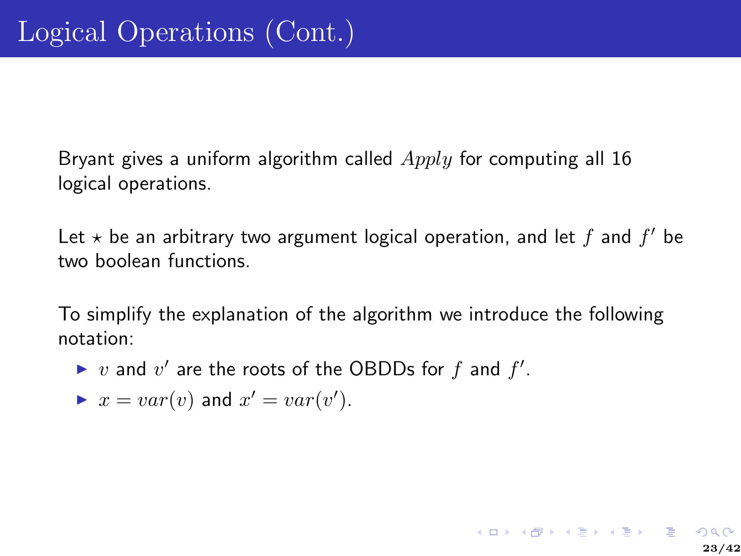# Logical Operations (Cont.)

Bryant gives a uniform algorithm called $Apply$ for computing all 16 logical operations.

Let $\star$ be an arbitrary two argument logical operation, and let $f$ and $f'$ be two boolean functions.

To simplify the explanation of the algorithm we introduce the following notation:

- $v$ and $v'$ are the roots of the OBDDs for $f$ and $f'$.
- $x = var(v)$ and $x' = var(v')$.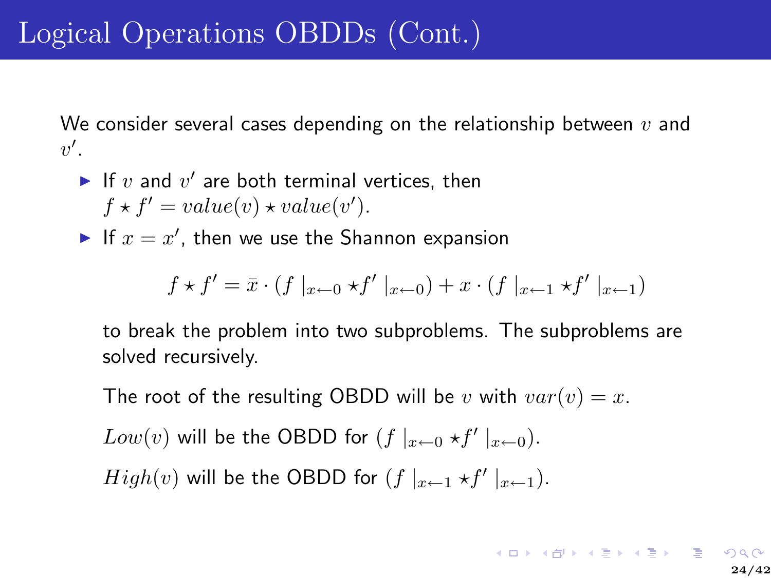# Logical Operations OBDDs (Cont.)

We consider several cases depending on the relationship between $v$ and $v'$.

- If $v$ and $v'$ are both terminal vertices, then $f \star f' = value(v) \star value(v')$.
- If $x = x'$, then we use the Shannon expansion

  $$f \star f' = \bar{x} \cdot (f \mid_{x \leftarrow 0} \star f' \mid_{x \leftarrow 0}) + x \cdot (f \mid_{x \leftarrow 1} \star f' \mid_{x \leftarrow 1})$$

  to break the problem into two subproblems. The subproblems are solved recursively.

  The root of the resulting OBDD will be $v$ with $var(v) = x$.

  $Low(v)$ will be the OBDD for $(f \mid_{x \leftarrow 0} \star f' \mid_{x \leftarrow 0})$.

  $High(v)$ will be the OBDD for $(f \mid_{x \leftarrow 1} \star f' \mid_{x \leftarrow 1})$.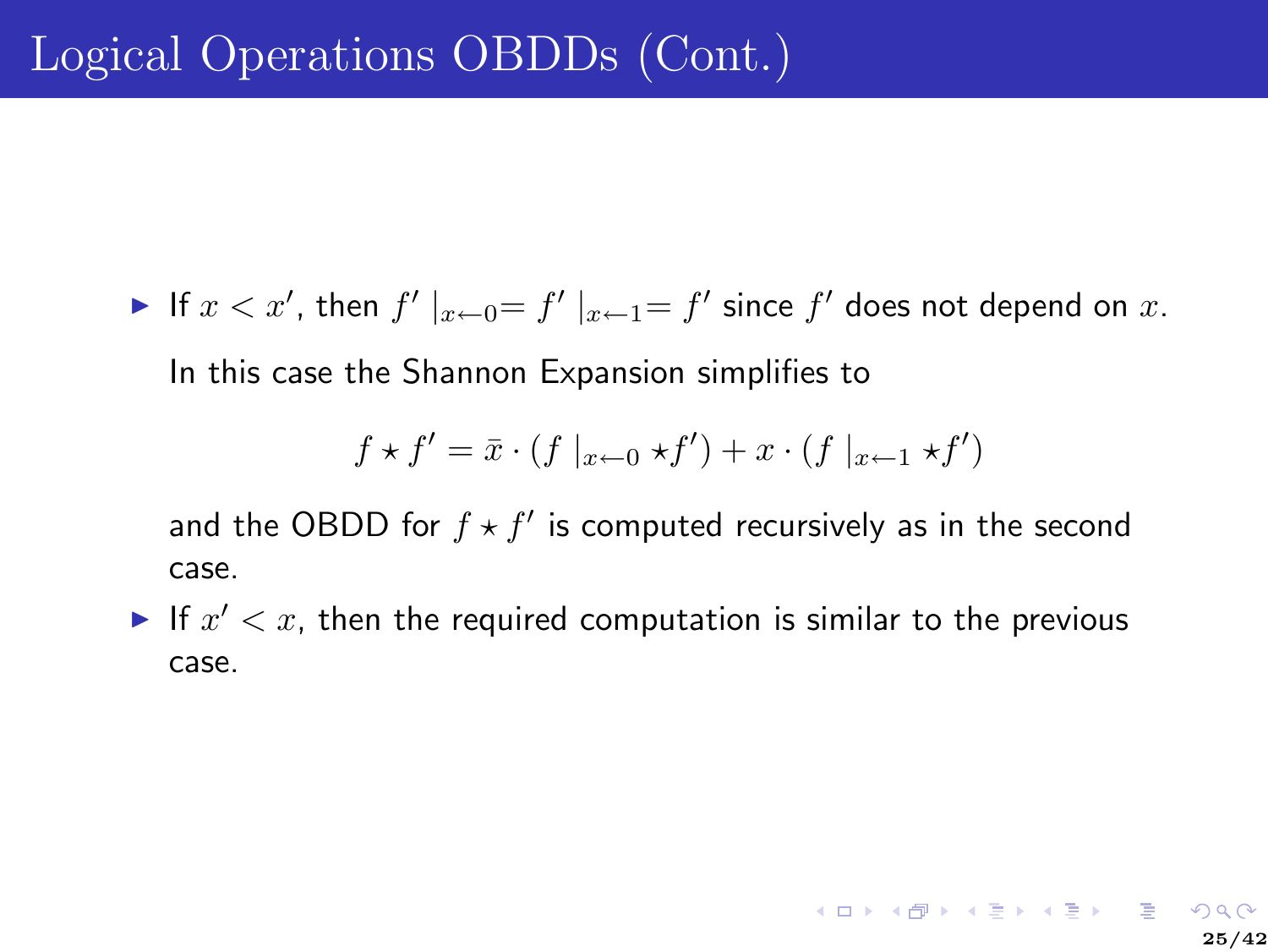# Logical Operations OBDDs (Cont.)

- If $x < x'$, then $f' \mid_{x \leftarrow 0} = f' \mid_{x \leftarrow 1} = f'$ since $f'$ does not depend on $x$.

  In this case the Shannon Expansion simplifies to

  $$f \star f' = \bar{x} \cdot (f \mid_{x \leftarrow 0} \star f') + x \cdot (f \mid_{x \leftarrow 1} \star f')$$

  and the OBDD for $f \star f'$ is computed recursively as in the second case.

- If $x' < x$, then the required computation is similar to the previous case.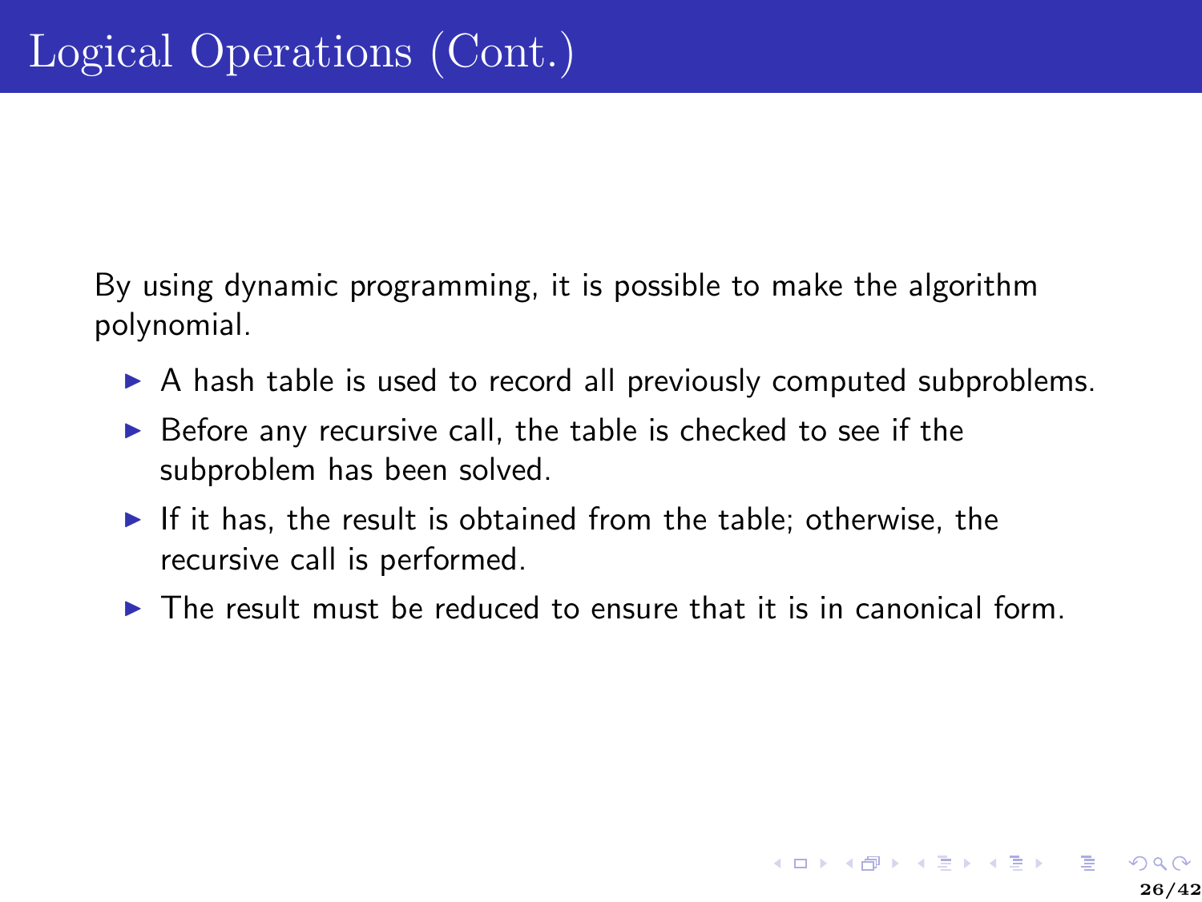# Logical Operations (Cont.)

By using dynamic programming, it is possible to make the algorithm polynomial.

- A hash table is used to record all previously computed subproblems.
- Before any recursive call, the table is checked to see if the subproblem has been solved.
- If it has, the result is obtained from the table; otherwise, the recursive call is performed.
- The result must be reduced to ensure that it is in canonical form.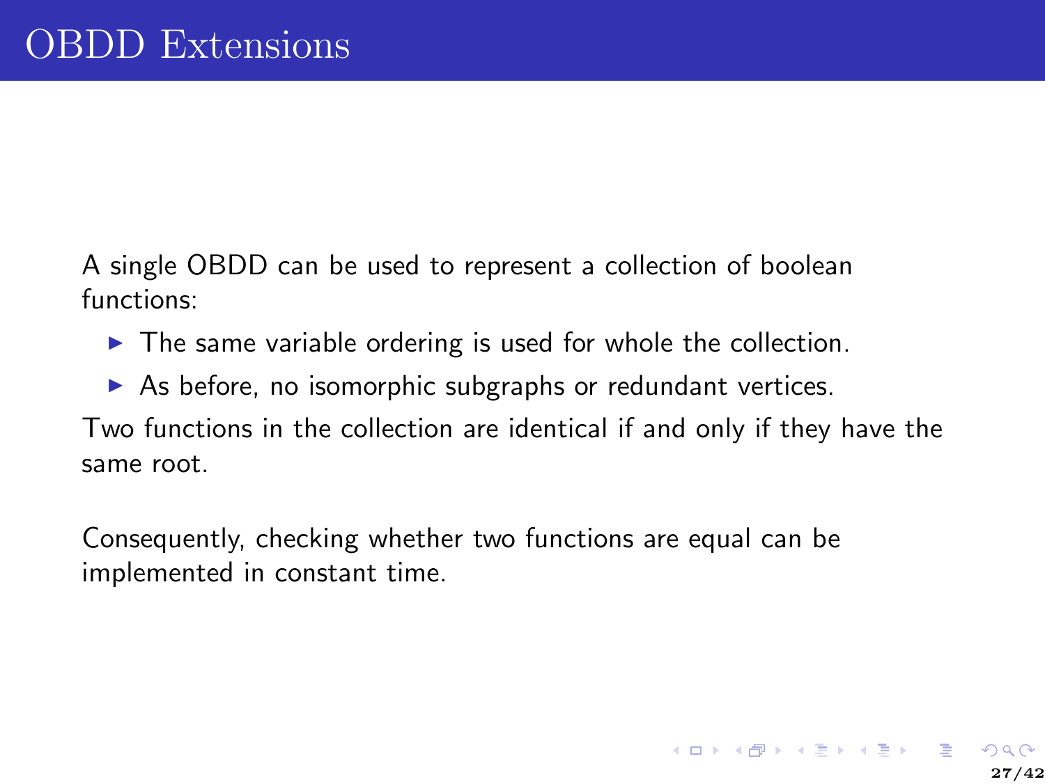# OBDD Extensions

A single OBDD can be used to represent a collection of boolean functions:

- The same variable ordering is used for whole the collection.
- As before, no isomorphic subgraphs or redundant vertices.

Two functions in the collection are identical if and only if they have the same root.

Consequently, checking whether two functions are equal can be implemented in constant time.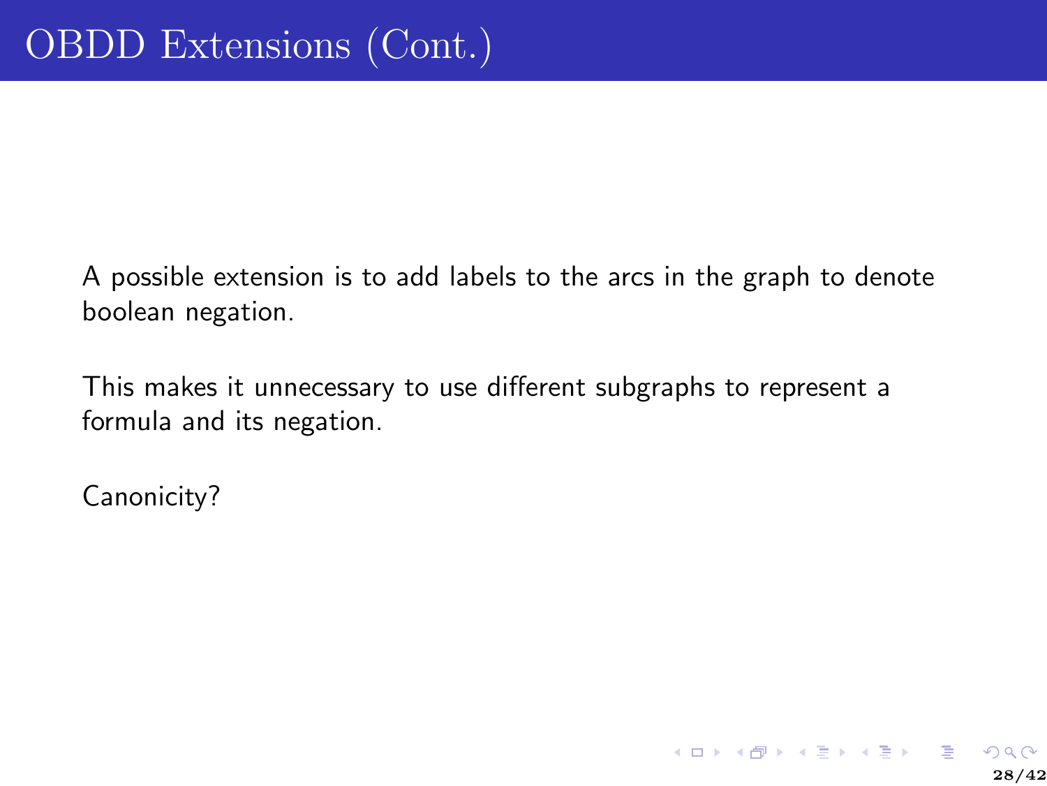# OBDD Extensions (Cont.)

A possible extension is to add labels to the arcs in the graph to denote boolean negation.

This makes it unnecessary to use different subgraphs to represent a formula and its negation.

Canonicity?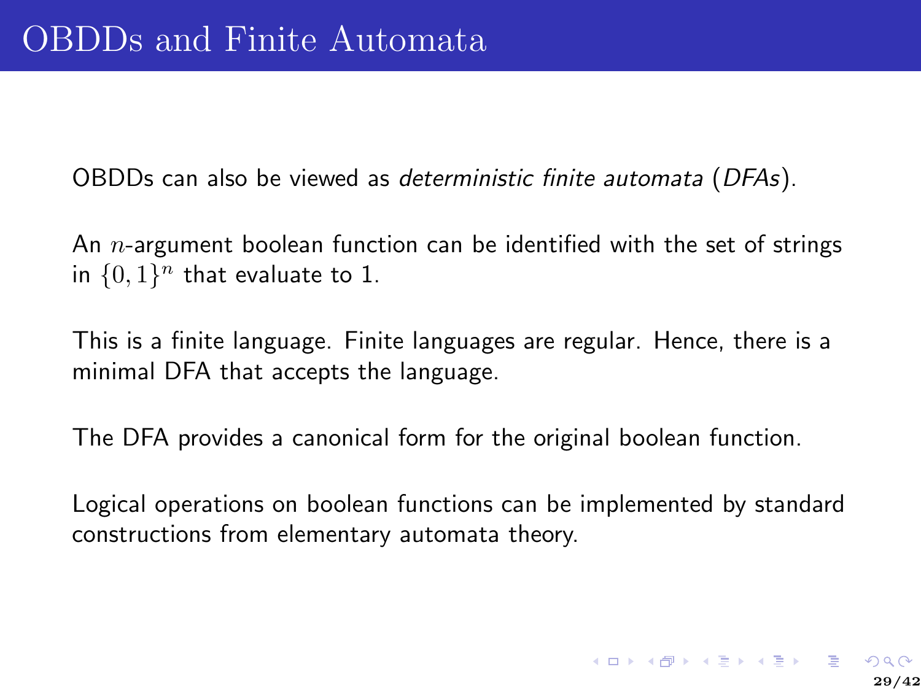# OBDDs and Finite Automata

OBDDs can also be viewed as *deterministic finite automata* (*DFAs*).

An $n$-argument boolean function can be identified with the set of strings in $\{0, 1\}^n$ that evaluate to 1.

This is a finite language. Finite languages are regular. Hence, there is a minimal DFA that accepts the language.

The DFA provides a canonical form for the original boolean function.

Logical operations on boolean functions can be implemented by standard constructions from elementary automata theory.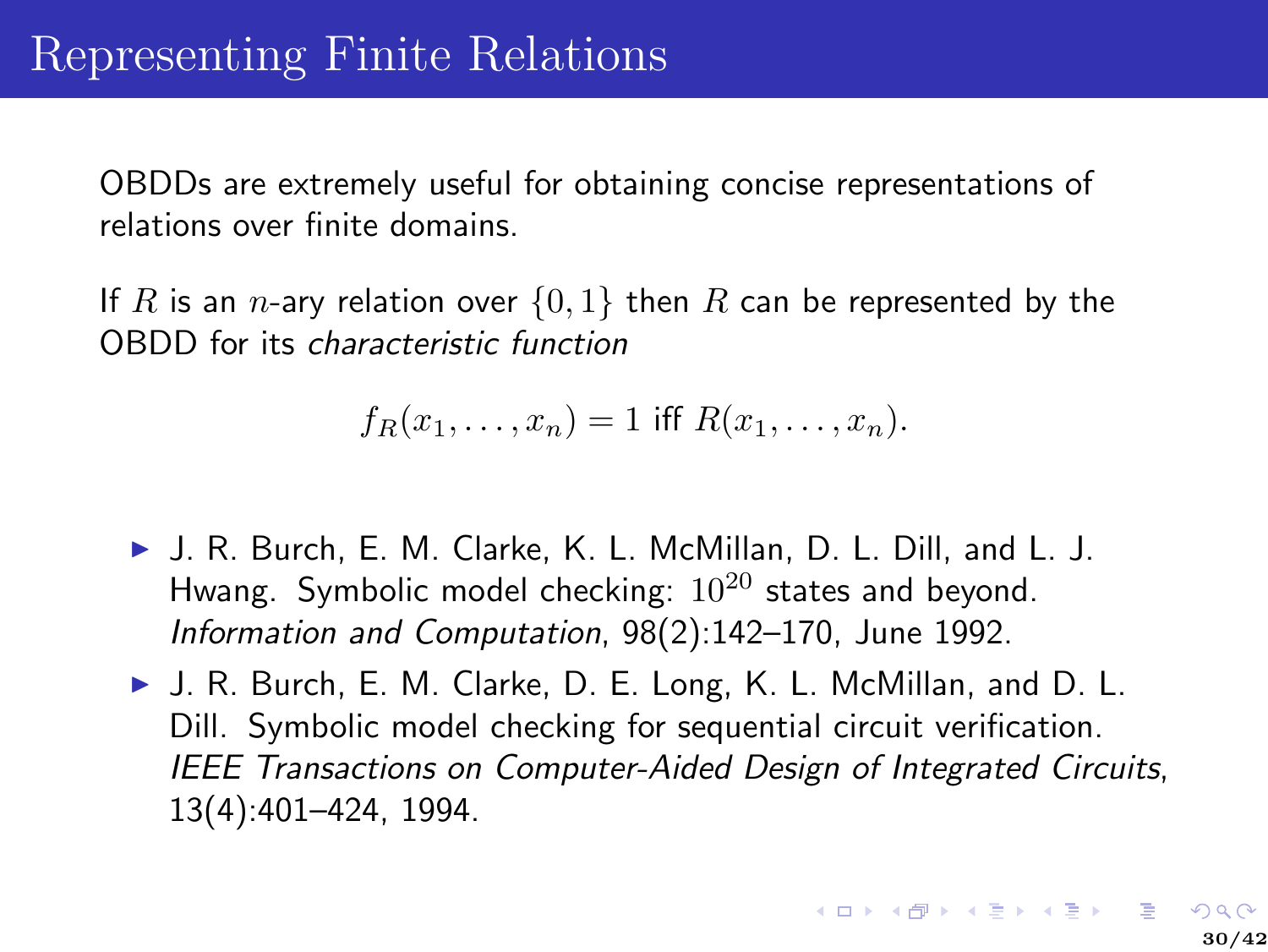# Representing Finite Relations

OBDDs are extremely useful for obtaining concise representations of relations over finite domains.

If $R$ is an $n$-ary relation over $\{0, 1\}$ then $R$ can be represented by the OBDD for its *characteristic function*

$$f_R(x_1, \ldots, x_n) = 1 \text{ iff } R(x_1, \ldots, x_n).$$

- J. R. Burch, E. M. Clarke, K. L. McMillan, D. L. Dill, and L. J. Hwang. Symbolic model checking: $10^{20}$ states and beyond. *Information and Computation*, 98(2):142–170, June 1992.
- J. R. Burch, E. M. Clarke, D. E. Long, K. L. McMillan, and D. L. Dill. Symbolic model checking for sequential circuit verification. *IEEE Transactions on Computer-Aided Design of Integrated Circuits*, 13(4):401–424, 1994.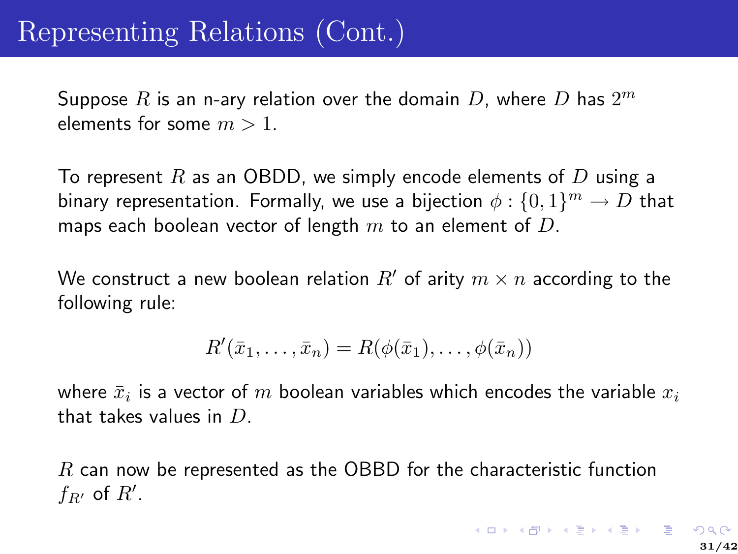# Representing Relations (Cont.)

Suppose $R$ is an n-ary relation over the domain $D$, where $D$ has $2^m$ elements for some $m > 1$.

To represent $R$ as an OBDD, we simply encode elements of $D$ using a binary representation. Formally, we use a bijection $\phi : \{0, 1\}^m \rightarrow D$ that maps each boolean vector of length $m$ to an element of $D$.

We construct a new boolean relation $R'$ of arity $m \times n$ according to the following rule:

$$R'(\bar{x}_1, \ldots, \bar{x}_n) = R(\phi(\bar{x}_1), \ldots, \phi(\bar{x}_n))$$

where $\bar{x}_i$ is a vector of $m$ boolean variables which encodes the variable $x_i$ that takes values in $D$.

$R$ can now be represented as the OBBD for the characteristic function $f_{R'}$ of $R'$.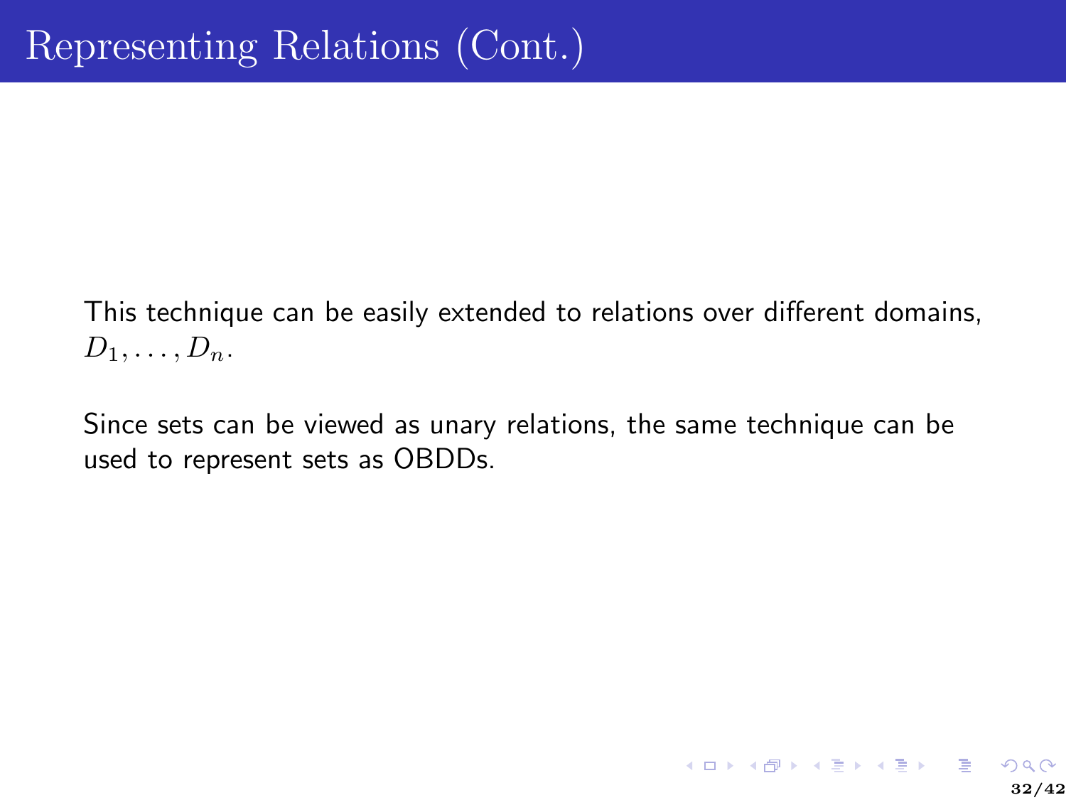# Representing Relations (Cont.)

This technique can be easily extended to relations over different domains, $D_1, \ldots, D_n$.

Since sets can be viewed as unary relations, the same technique can be used to represent sets as OBDDs.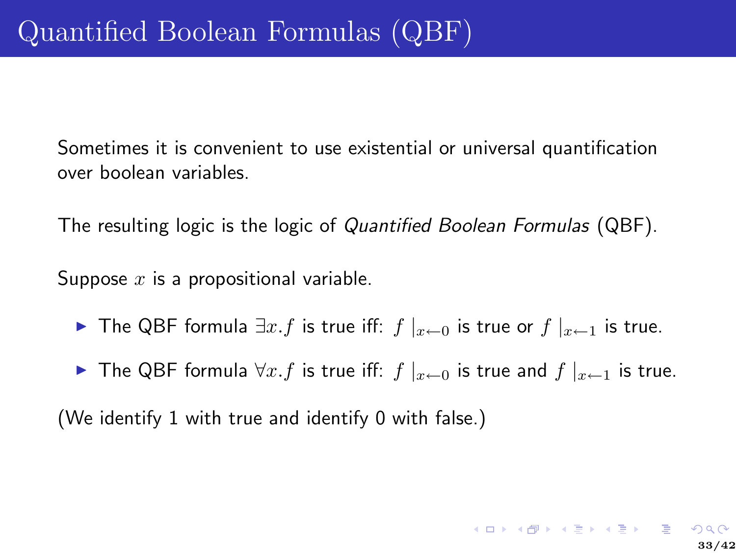# Quantified Boolean Formulas (QBF)

Sometimes it is convenient to use existential or universal quantification over boolean variables.

The resulting logic is the logic of *Quantified Boolean Formulas* (QBF).

Suppose $x$ is a propositional variable.

- The QBF formula $\exists x.f$ is true iff: $f\mid_{x\leftarrow 0}$ is true or $f\mid_{x\leftarrow 1}$ is true.
- The QBF formula $\forall x.f$ is true iff: $f\mid_{x\leftarrow 0}$ is true and $f\mid_{x\leftarrow 1}$ is true.

(We identify 1 with true and identify 0 with false.)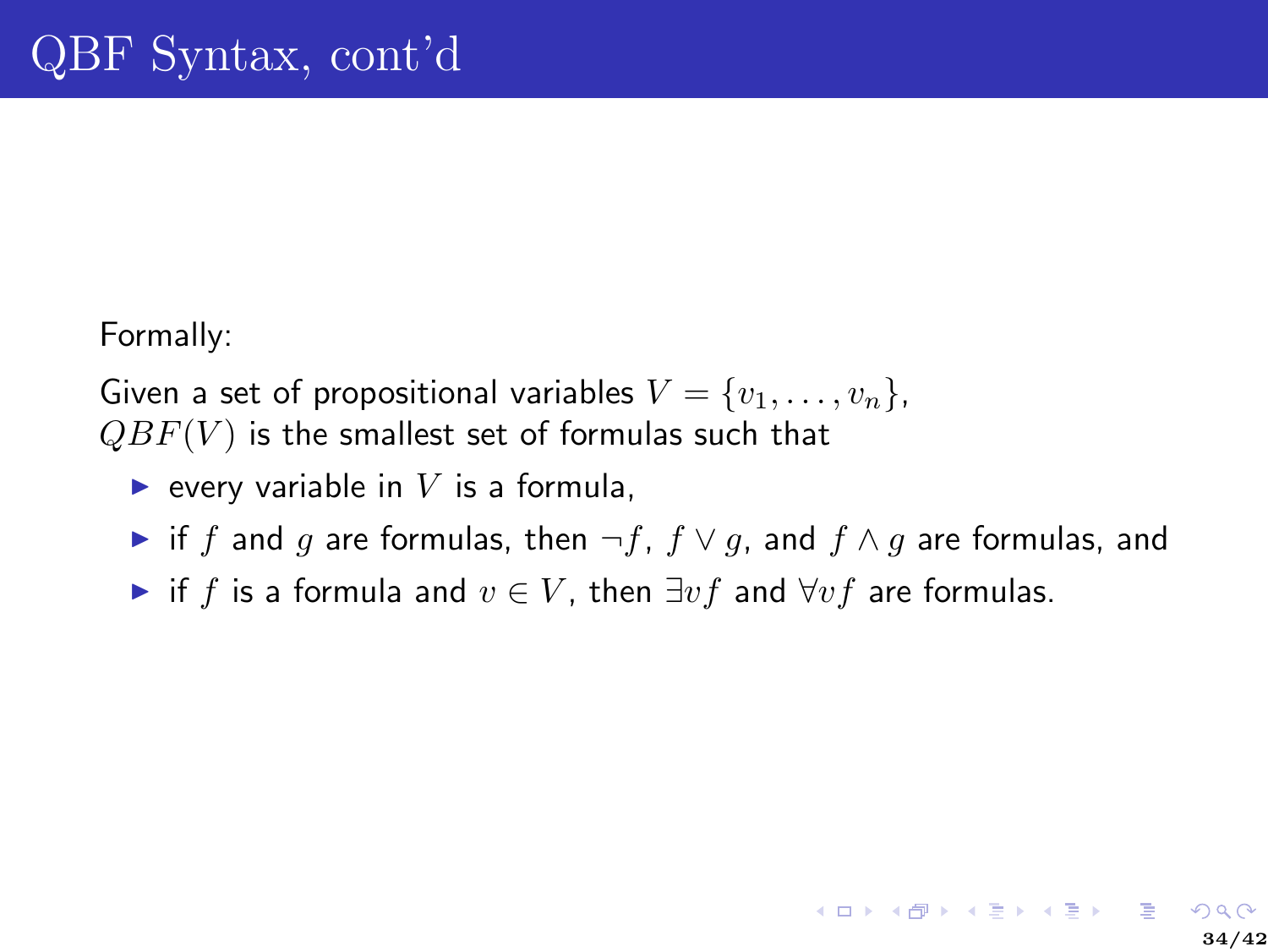# QBF Syntax, cont'd

Formally:

Given a set of propositional variables $V = \{v_1, \ldots, v_n\}$,
$QBF(V)$ is the smallest set of formulas such that

- every variable in $V$ is a formula,
- if $f$ and $g$ are formulas, then $\neg f$, $f \vee g$, and $f \wedge g$ are formulas, and
- if $f$ is a formula and $v \in V$, then $\exists v f$ and $\forall v f$ are formulas.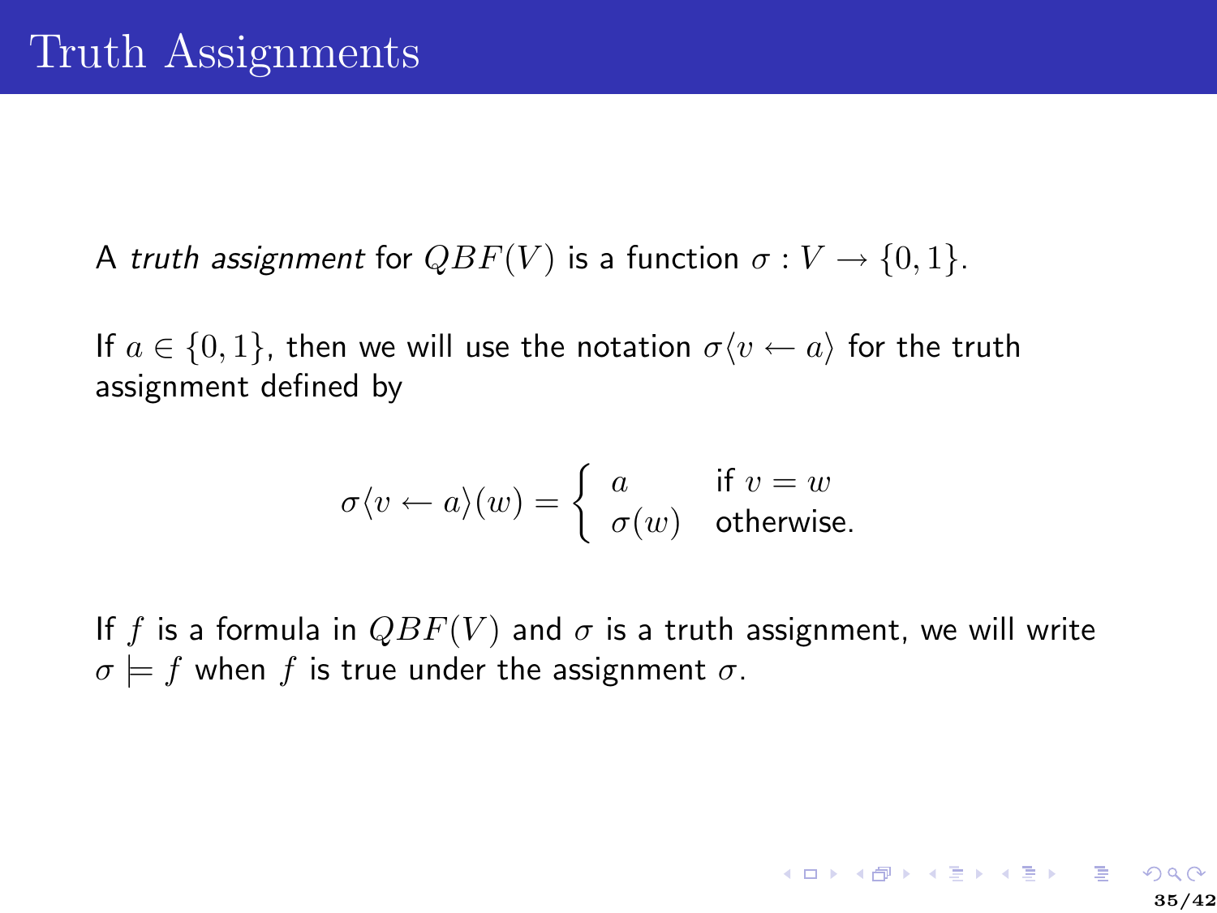# Truth Assignments

A *truth assignment* for $QBF(V)$ is a function $\sigma : V \to \{0,1\}$.

If $a \in \{0,1\}$, then we will use the notation $\sigma\langle v \leftarrow a\rangle$ for the truth assignment defined by

$$\sigma\langle v \leftarrow a\rangle(w) = \begin{cases} a & \text{if } v = w \\ \sigma(w) & \text{otherwise.} \end{cases}$$

If $f$ is a formula in $QBF(V)$ and $\sigma$ is a truth assignment, we will write $\sigma \models f$ when $f$ is true under the assignment $\sigma$.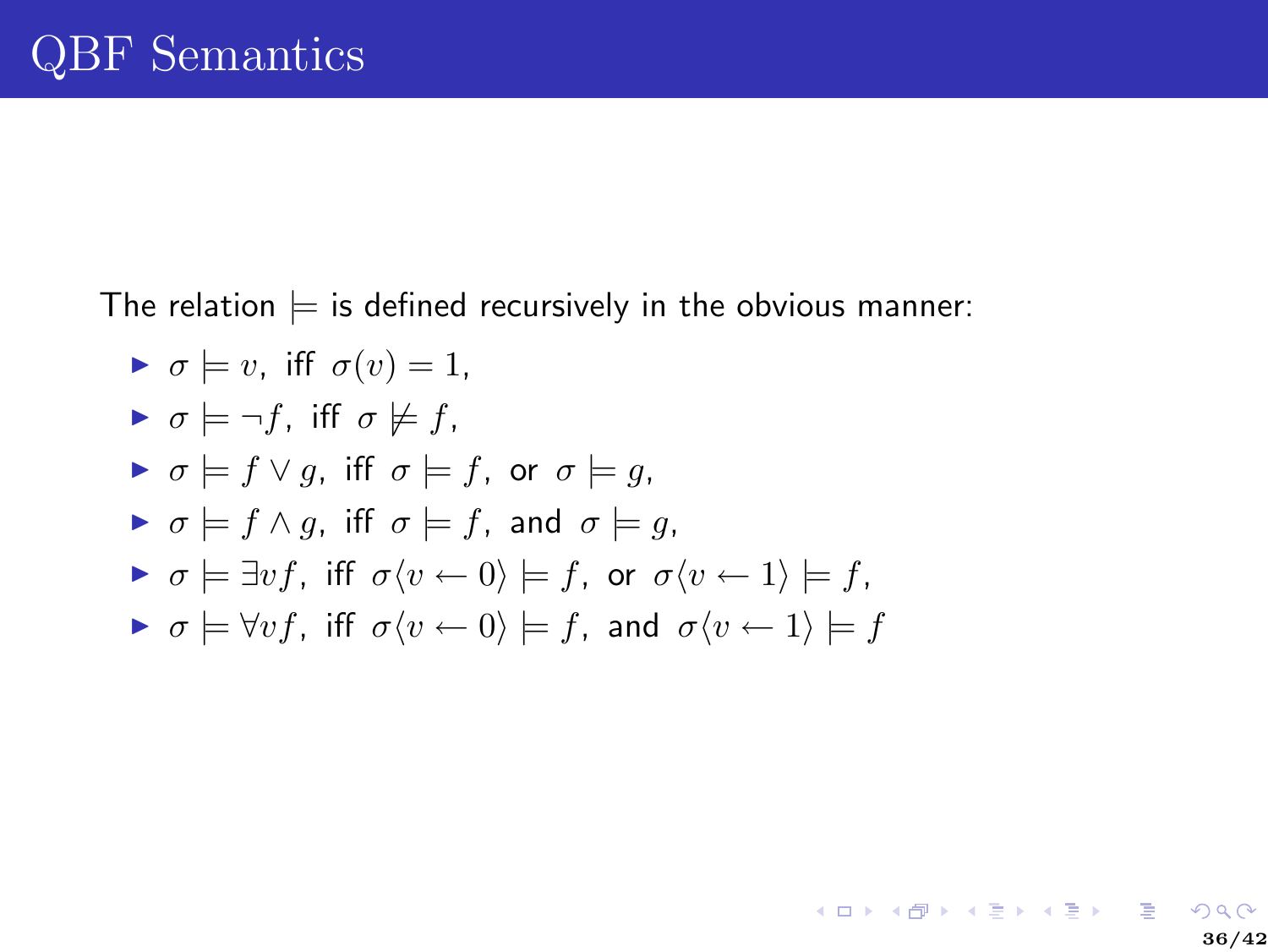# QBF Semantics

The relation $\models$ is defined recursively in the obvious manner:

- $\sigma \models v$, iff $\sigma(v) = 1$,
- $\sigma \models \neg f$, iff $\sigma \not\models f$,
- $\sigma \models f \vee g$, iff $\sigma \models f$, or $\sigma \models g$,
- $\sigma \models f \wedge g$, iff $\sigma \models f$, and $\sigma \models g$,
- $\sigma \models \exists v f$, iff $\sigma\langle v \leftarrow 0\rangle \models f$, or $\sigma\langle v \leftarrow 1\rangle \models f$,
- $\sigma \models \forall v f$, iff $\sigma\langle v \leftarrow 0\rangle \models f$, and $\sigma\langle v \leftarrow 1\rangle \models f$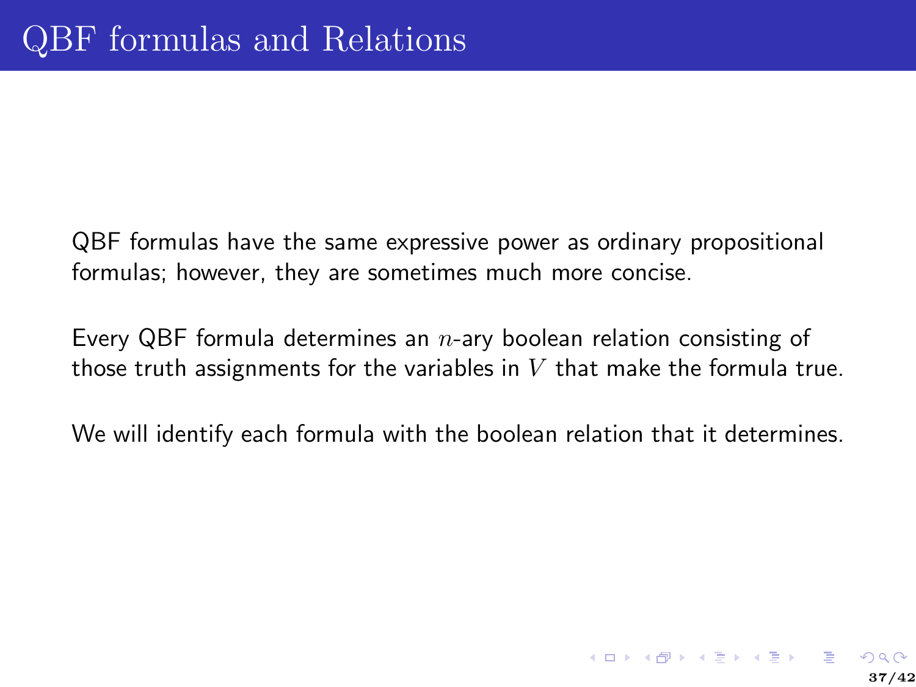# QBF formulas and Relations

QBF formulas have the same expressive power as ordinary propositional formulas; however, they are sometimes much more concise.

Every QBF formula determines an $n$-ary boolean relation consisting of those truth assignments for the variables in $V$ that make the formula true.

We will identify each formula with the boolean relation that it determines.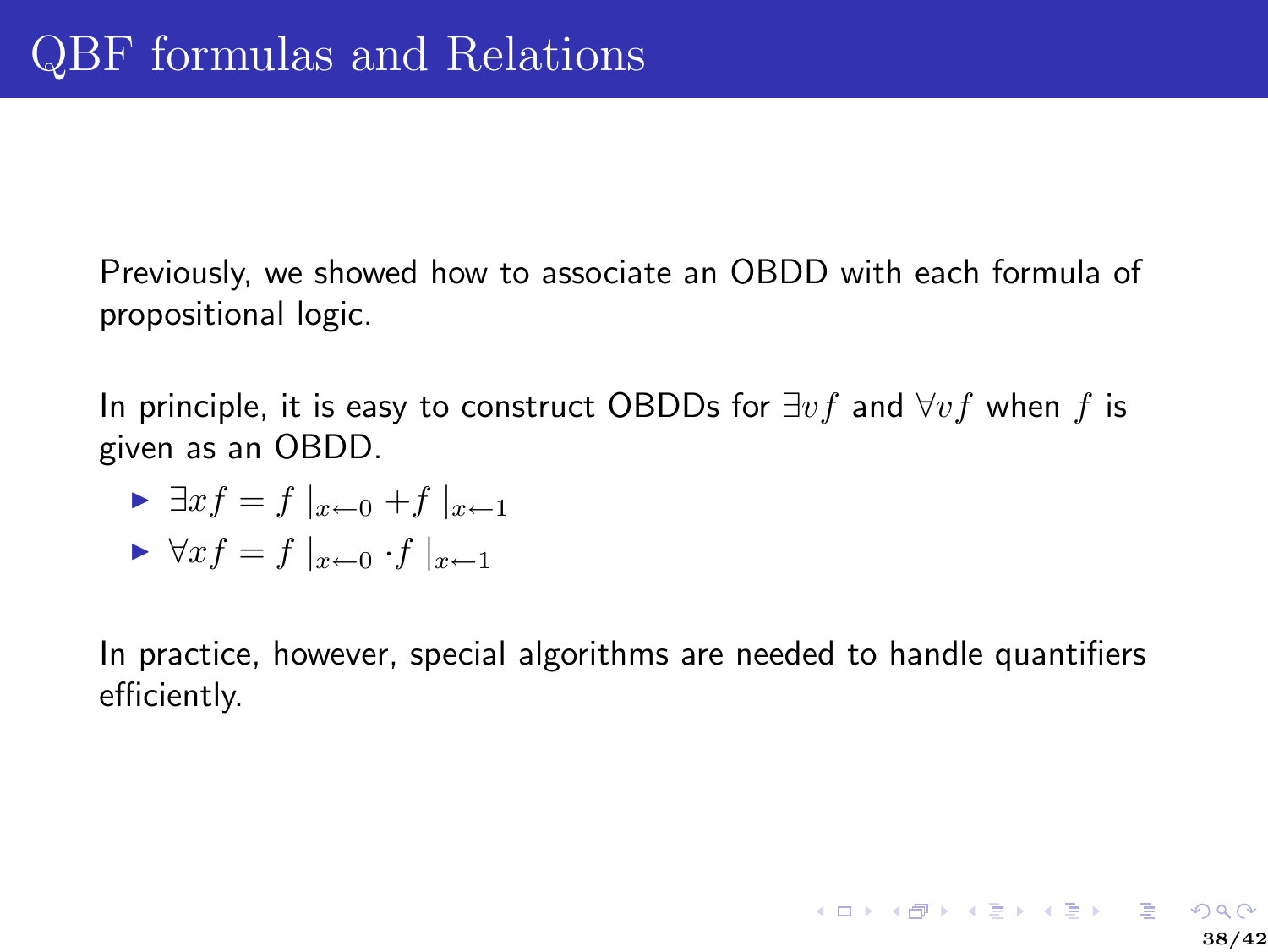# QBF formulas and Relations

Previously, we showed how to associate an OBDD with each formula of propositional logic.

In principle, it is easy to construct OBDDs for $\exists v f$ and $\forall v f$ when $f$ is given as an OBDD.

- $\exists x f = f \mid_{x \leftarrow 0} + f \mid_{x \leftarrow 1}$
- $\forall x f = f \mid_{x \leftarrow 0} \cdot f \mid_{x \leftarrow 1}$

In practice, however, special algorithms are needed to handle quantifiers efficiently.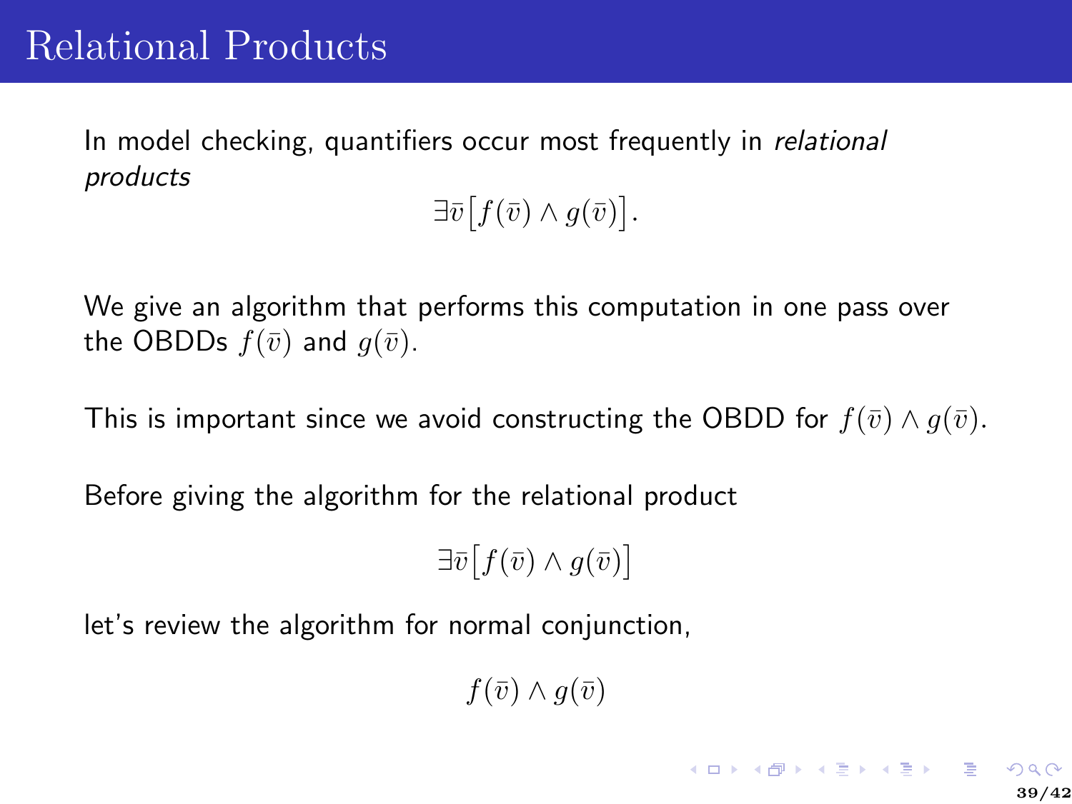# Relational Products

In model checking, quantifiers occur most frequently in *relational products*

$$\exists \bar{v}\big[f(\bar{v}) \wedge g(\bar{v})\big].$$

We give an algorithm that performs this computation in one pass over the OBDDs $f(\bar{v})$ and $g(\bar{v})$.

This is important since we avoid constructing the OBDD for $f(\bar{v}) \wedge g(\bar{v})$.

Before giving the algorithm for the relational product

$$\exists \bar{v}\big[f(\bar{v}) \wedge g(\bar{v})\big]$$

let's review the algorithm for normal conjunction,

$$f(\bar{v}) \wedge g(\bar{v})$$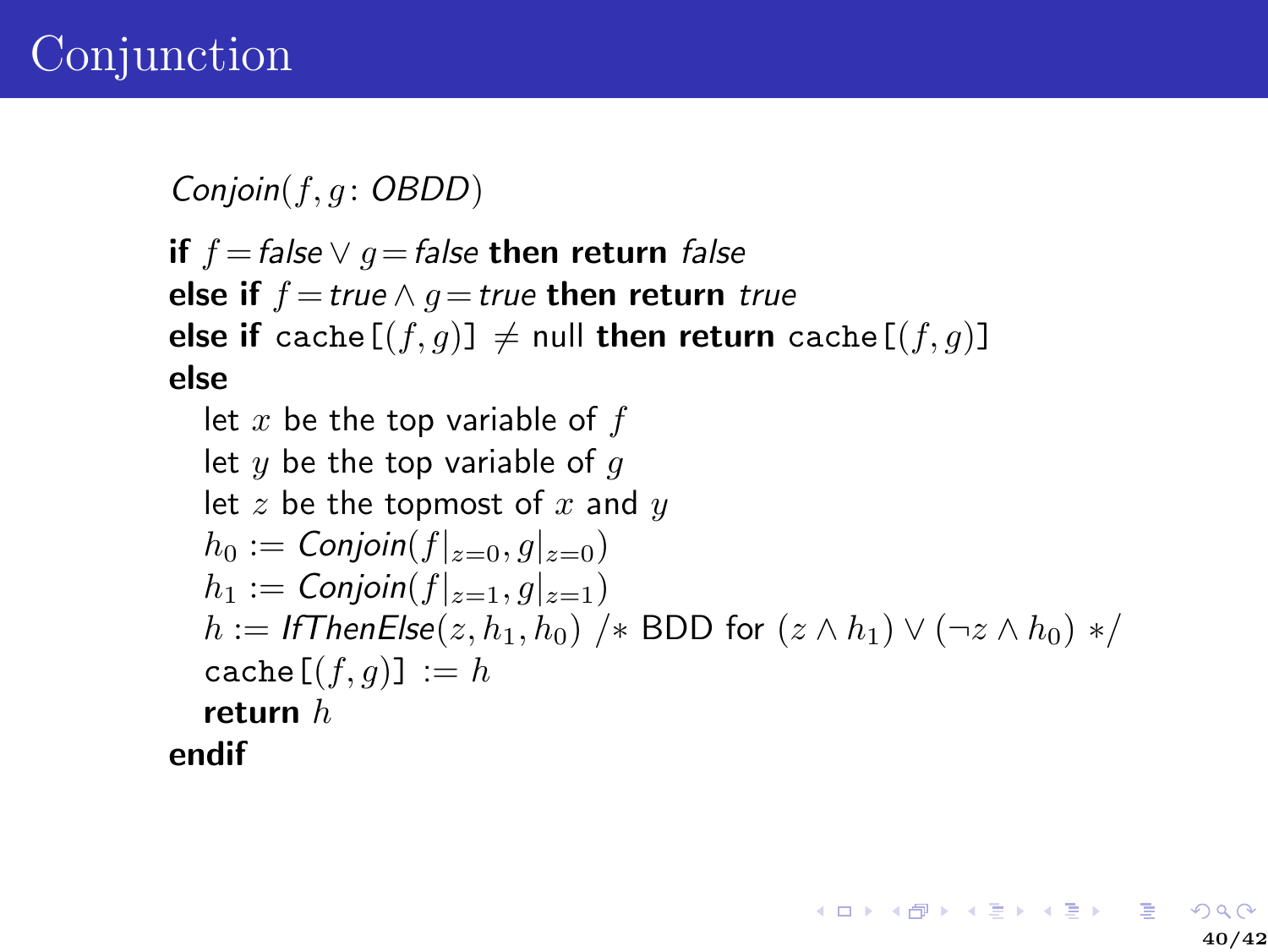# Conjunction

*Conjoin*$(f, g\colon$ *OBDD*$)$

**if** $f = \mathit{false} \vee g = \mathit{false}$ **then return** *false*
**else if** $f = \mathit{true} \wedge g = \mathit{true}$ **then return** *true*
**else if** `cache[`$(f, g)$`]` $\neq$ null **then return** `cache[`$(f, g)$`]`
**else**

  let $x$ be the top variable of $f$
  let $y$ be the top variable of $g$
  let $z$ be the topmost of $x$ and $y$
  $h_0 :=$ *Conjoin*$(f|_{z=0}, g|_{z=0})$
  $h_1 :=$ *Conjoin*$(f|_{z=1}, g|_{z=1})$
  $h :=$ *IfThenElse*$(z, h_1, h_0)$ /* BDD for $(z \wedge h_1) \vee (\neg z \wedge h_0)$ */
  `cache[`$(f, g)$`]` $:= h$
  **return** $h$

**endif**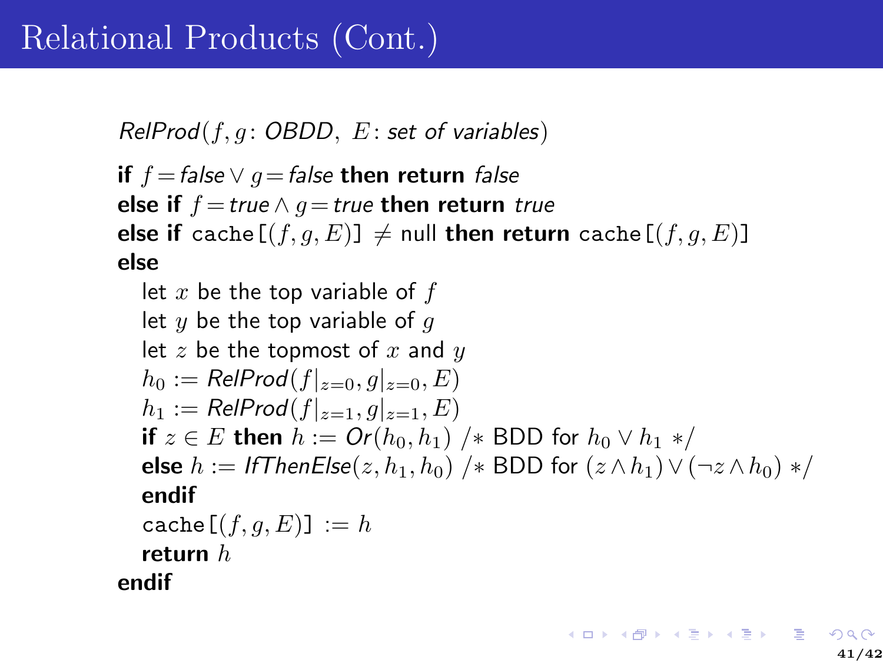# Relational Products (Cont.)

*RelProd*$(f, g$: *OBDD*, $E$: *set of variables*$)$

**if** $f = \mathit{false} \lor g = \mathit{false}$ **then return** *false*
**else if** $f = \mathit{true} \land g = \mathit{true}$ **then return** *true*
**else if** `cache[`$(f, g, E)$`]` $\neq$ null **then return** `cache[`$(f, g, E)$`]`
**else**

let $x$ be the top variable of $f$
let $y$ be the top variable of $g$
let $z$ be the topmost of $x$ and $y$
$h_0 := \mathit{RelProd}(f|_{z=0}, g|_{z=0}, E)$
$h_1 := \mathit{RelProd}(f|_{z=1}, g|_{z=1}, E)$
**if** $z \in E$ **then** $h := \mathit{Or}(h_0, h_1)$ /* BDD for $h_0 \lor h_1$ */
**else** $h := \mathit{IfThenElse}(z, h_1, h_0)$ /* BDD for $(z \land h_1) \lor (\neg z \land h_0)$ */
**endif**
`cache[`$(f, g, E)$`]` $:= h$
**return** $h$

**endif**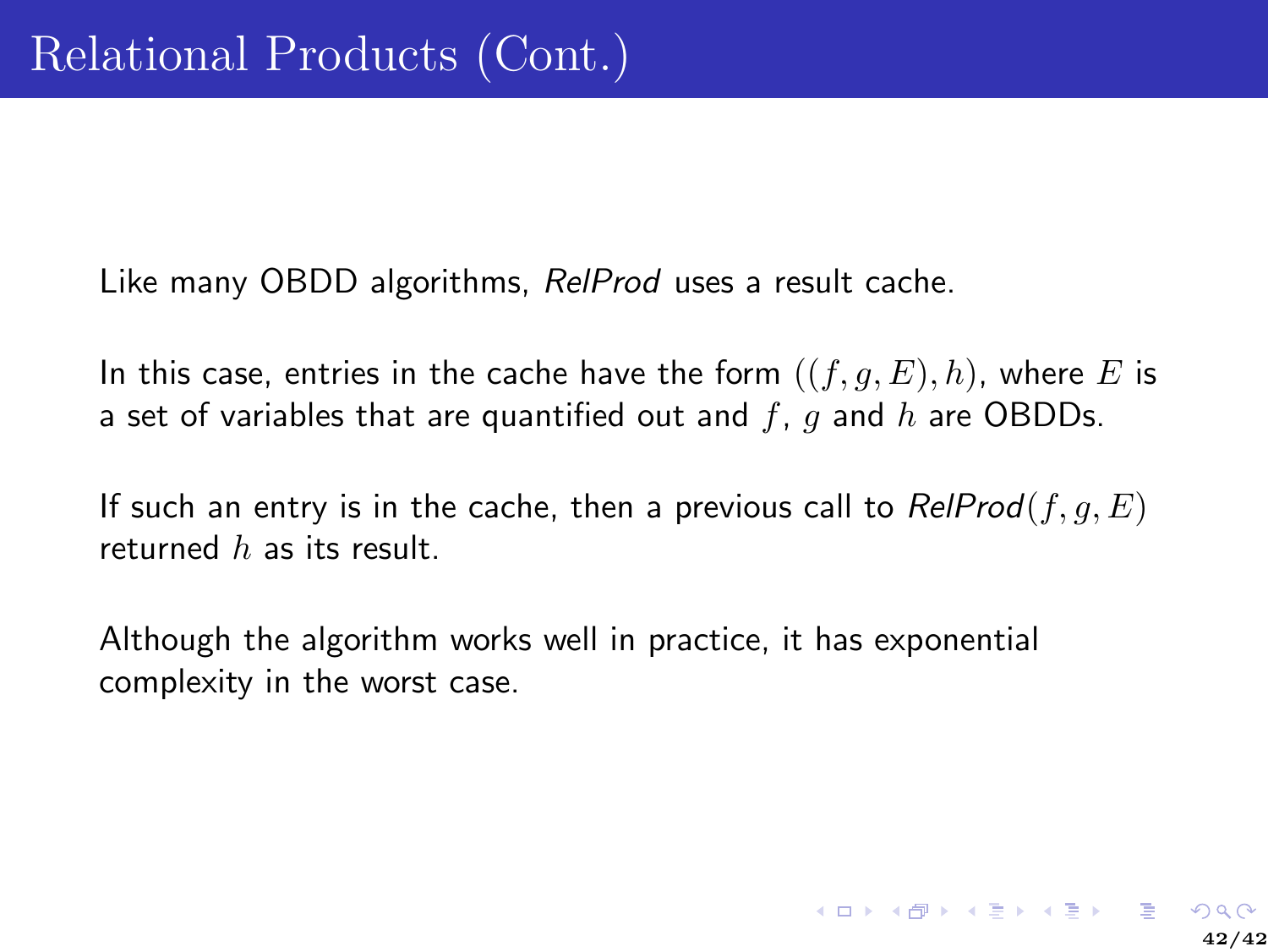# Relational Products (Cont.)

Like many OBDD algorithms, *RelProd* uses a result cache.

In this case, entries in the cache have the form $((f, g, E), h)$, where $E$ is a set of variables that are quantified out and $f$, $g$ and $h$ are OBDDs.

If such an entry is in the cache, then a previous call to *RelProd*$(f, g, E)$ returned $h$ as its result.

Although the algorithm works well in practice, it has exponential complexity in the worst case.